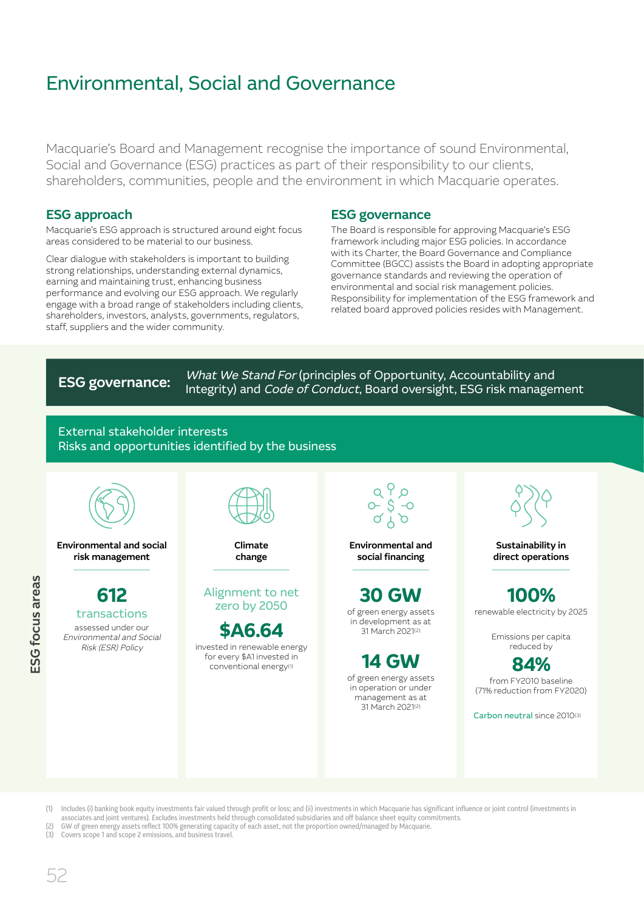# Environmental, Social and Governance

Macquarie's Board and Management recognise the importance of sound Environmental, Social and Governance (ESG) practices as part of their responsibility to our clients, shareholders, communities, people and the environment in which Macquarie operates.

## ESG approach

Macquarie's ESG approach is structured around eight focus areas considered to be material to our business.

Clear dialogue with stakeholders is important to building strong relationships, understanding external dynamics, earning and maintaining trust, enhancing business performance and evolving our ESG approach. We regularly engage with a broad range of stakeholders including clients, shareholders, investors, analysts, governments, regulators, staff, suppliers and the wider community.

## ESG governance

The Board is responsible for approving Macquarie's ESG framework including major ESG policies. In accordance with its Charter, the Board Governance and Compliance Committee (BGCC) assists the Board in adopting appropriate governance standards and reviewing the operation of environmental and social risk management policies. Responsibility for implementation of the ESG framework and related board approved policies resides with Management.

**ESG governance:** *What We Stand For* (principles of Opportunity, Accountability and Integrity) and *Code of Conduct*, Board oversight, ESG risk management

External stakeholder interests
Risks and opportunities identified by the business

### ESG focus areas

**Environmental and social risk management**

**612** transactions assessed under our *Environmental and Social Risk (ESR) Policy*

**Climate change**

Alignment to net zero by 2050

**$A6.64** invested in renewable energy for every $A1 invested in conventional energy[1]

**Environmental and social financing**

**30 GW** of green energy assets in development as at 31 March 2021[2]

**14 GW** of green energy assets in operation or under management as at 31 March 2021[2]

**Sustainability in direct operations**

**100%** renewable electricity by 2025

Emissions per capita reduced by **84%** from FY2010 baseline (71% reduction from FY2020)

Carbon neutral since 2010[3]

(1) Includes (i) banking book equity investments fair valued through profit or loss; and (ii) investments in which Macquarie has significant influence or joint control (investments in associates and joint ventures). Excludes investments held through consolidated subsidiaries and off balance sheet equity commitments.
(2) GW of green energy assets reflect 100% generating capacity of each asset, not the proportion owned/managed by Macquarie.
(3) Covers scope 1 and scope 2 emissions, and business travel.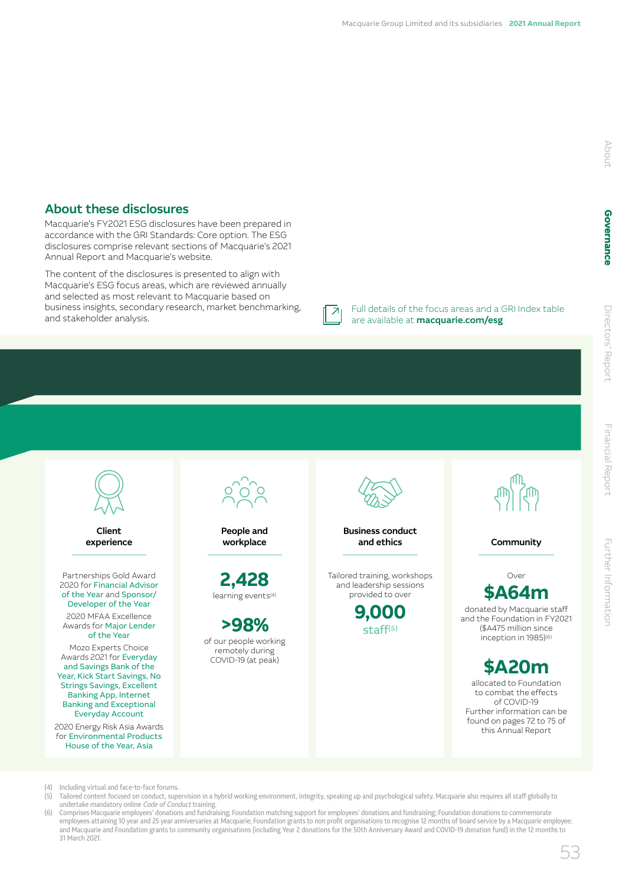## About these disclosures

Macquarie's FY2021 ESG disclosures have been prepared in accordance with the GRI Standards: Core option. The ESG disclosures comprise relevant sections of Macquarie's 2021 Annual Report and Macquarie's website.

The content of the disclosures is presented to align with Macquarie's ESG focus areas, which are reviewed annually and selected as most relevant to Macquarie based on business insights, secondary research, market benchmarking, and stakeholder analysis.

Full details of the focus areas and a GRI Index table are available at **macquarie.com/esg**

### Client experience

Partnerships Gold Award 2020 for Financial Advisor of the Year and Sponsor/Developer of the Year

2020 MFAA Excellence Awards for Major Lender of the Year

Mozo Experts Choice Awards 2021 for Everyday and Savings Bank of the Year, Kick Start Savings, No Strings Savings, Excellent Banking App, Internet Banking and Exceptional Everyday Account

2020 Energy Risk Asia Awards for Environmental Products House of the Year, Asia

### People and workplace

**2,428**
learning events[4]

**>98%**
of our people working remotely during COVID-19 (at peak)

### Business conduct and ethics

Tailored training, workshops and leadership sessions provided to over

**9,000**
staff[5]

### Community

Over
**$A64m**
donated by Macquarie staff and the Foundation in FY2021 ($A475 million since inception in 1985)[6]

**$A20m**
allocated to Foundation to combat the effects of COVID-19
Further information can be found on pages 72 to 75 of this Annual Report

(4) Including virtual and face-to-face forums.
(5) Tailored content focused on conduct, supervision in a hybrid working environment, integrity, speaking up and psychological safety. Macquarie also requires all staff globally to undertake mandatory online *Code of Conduct* training.
(6) Comprises Macquarie employees' donations and fundraising; Foundation matching support for employees' donations and fundraising; Foundation donations to commemorate employees attaining 10 year and 25 year anniversaries at Macquarie; Foundation grants to non profit organisations to recognise 12 months of board service by a Macquarie employee; and Macquarie and Foundation grants to community organisations (including Year 2 donations for the 50th Anniversary Award and COVID-19 donation fund) in the 12 months to 31 March 2021.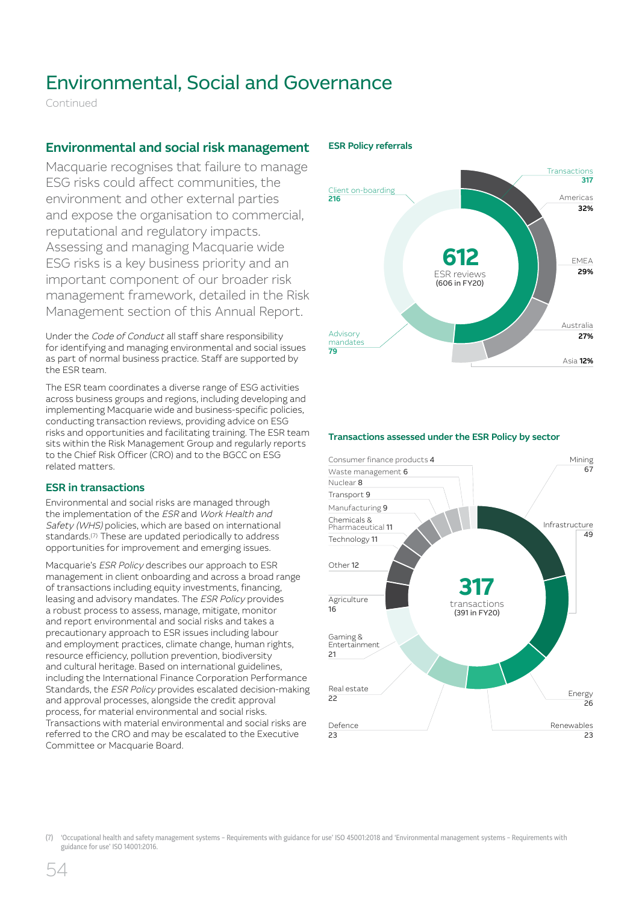# Environmental, Social and Governance

Continued

## Environmental and social risk management

Macquarie recognises that failure to manage ESG risks could affect communities, the environment and other external parties and expose the organisation to commercial, reputational and regulatory impacts. Assessing and managing Macquarie wide ESG risks is a key business priority and an important component of our broader risk management framework, detailed in the Risk Management section of this Annual Report.

Under the *Code of Conduct* all staff share responsibility for identifying and managing environmental and social issues as part of normal business practice. Staff are supported by the ESR team.

The ESR team coordinates a diverse range of ESG activities across business groups and regions, including developing and implementing Macquarie wide and business-specific policies, conducting transaction reviews, providing advice on ESG risks and opportunities and facilitating training. The ESR team sits within the Risk Management Group and regularly reports to the Chief Risk Officer (CRO) and to the BGCC on ESG related matters.

### ESR in transactions

Environmental and social risks are managed through the implementation of the *ESR* and *Work Health and Safety (WHS)* policies, which are based on international standards.[7] These are updated periodically to address opportunities for improvement and emerging issues.

Macquarie's *ESR Policy* describes our approach to ESR management in client onboarding and across a broad range of transactions including equity investments, financing, leasing and advisory mandates. The *ESR Policy* provides a robust process to assess, manage, mitigate, monitor and report environmental and social risks and takes a precautionary approach to ESR issues including labour and employment practices, climate change, human rights, resource efficiency, pollution prevention, biodiversity and cultural heritage. Based on international guidelines, including the International Finance Corporation Performance Standards, the *ESR Policy* provides escalated decision-making and approval processes, alongside the credit approval process, for material environmental and social risks. Transactions with material environmental and social risks are referred to the CRO and may be escalated to the Executive Committee or Macquarie Board.

### ESR Policy referrals

**612** ESR reviews (606 in FY20)

- Transactions **317**
  - Americas **32%**
  - EMEA **29%**
  - Australia **27%**
  - Asia **12%**
- Client on-boarding **216**
- Advisory mandates **79**

### Transactions assessed under the ESR Policy by sector

**317** transactions (391 in FY20)

| Sector | Transactions |
|---|---|
| Mining | 67 |
| Infrastructure | 49 |
| Energy | 26 |
| Renewables | 23 |
| Defence | 23 |
| Real estate | 22 |
| Gaming & Entertainment | 21 |
| Agriculture | 16 |
| Other | 12 |
| Technology | 11 |
| Chemicals & Pharmaceutical | 11 |
| Manufacturing | 9 |
| Transport | 9 |
| Nuclear | 8 |
| Waste management | 6 |
| Consumer finance products | 4 |

(7) 'Occupational health and safety management systems – Requirements with guidance for use' ISO 45001:2018 and 'Environmental management systems – Requirements with guidance for use' ISO 14001:2016.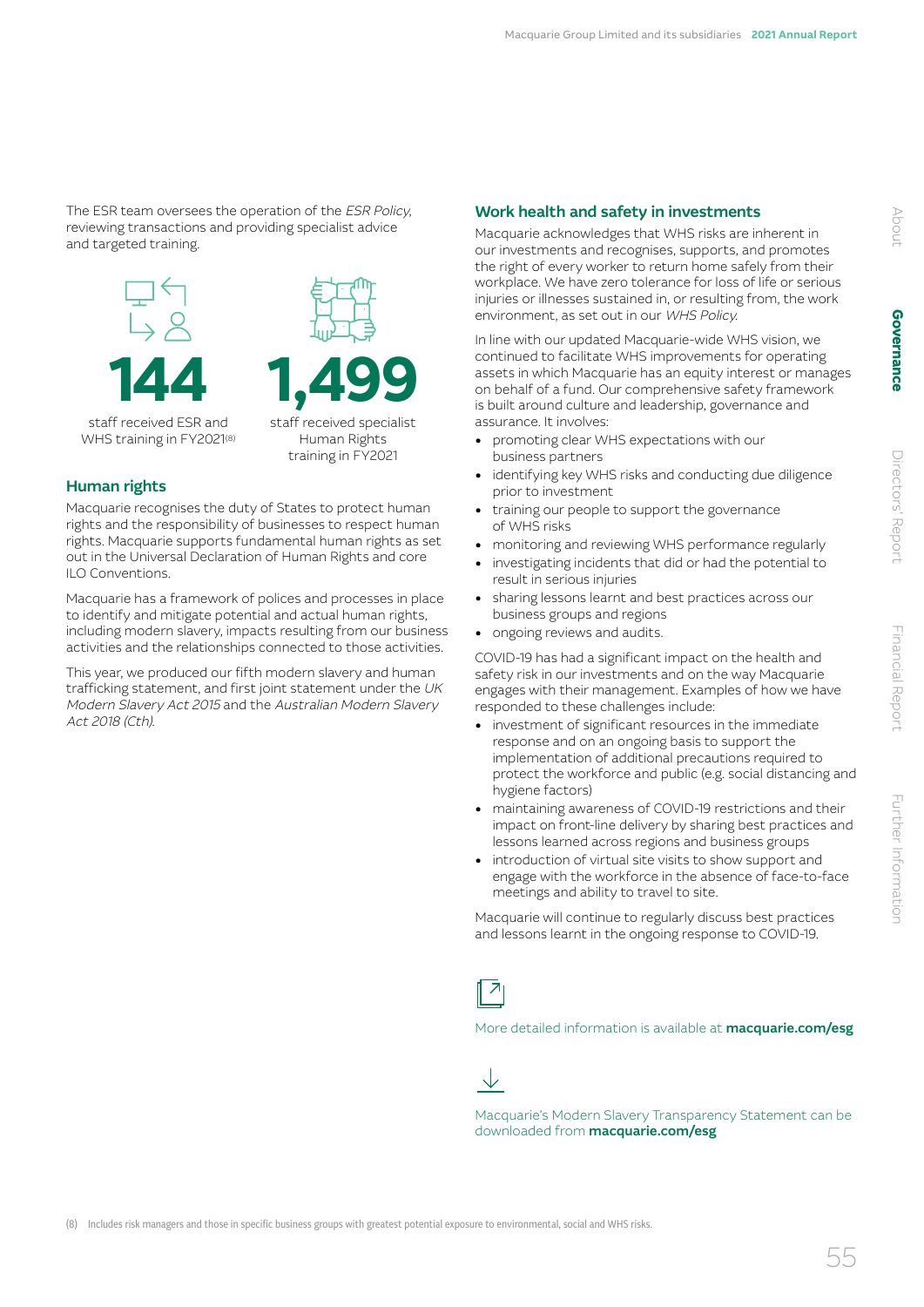The ESR team oversees the operation of the *ESR Policy*, reviewing transactions and providing specialist advice and targeted training.

**144**

staff received ESR and WHS training in FY2021[8]

**1,499**

staff received specialist Human Rights training in FY2021

## Human rights

Macquarie recognises the duty of States to protect human rights and the responsibility of businesses to respect human rights. Macquarie supports fundamental human rights as set out in the Universal Declaration of Human Rights and core ILO Conventions.

Macquarie has a framework of polices and processes in place to identify and mitigate potential and actual human rights, including modern slavery, impacts resulting from our business activities and the relationships connected to those activities.

This year, we produced our fifth modern slavery and human trafficking statement, and first joint statement under the *UK Modern Slavery Act 2015* and the *Australian Modern Slavery Act 2018 (Cth)*.

## Work health and safety in investments

Macquarie acknowledges that WHS risks are inherent in our investments and recognises, supports, and promotes the right of every worker to return home safely from their workplace. We have zero tolerance for loss of life or serious injuries or illnesses sustained in, or resulting from, the work environment, as set out in our *WHS Policy*.

In line with our updated Macquarie-wide WHS vision, we continued to facilitate WHS improvements for operating assets in which Macquarie has an equity interest or manages on behalf of a fund. Our comprehensive safety framework is built around culture and leadership, governance and assurance. It involves:

- promoting clear WHS expectations with our business partners
- identifying key WHS risks and conducting due diligence prior to investment
- training our people to support the governance of WHS risks
- monitoring and reviewing WHS performance regularly
- investigating incidents that did or had the potential to result in serious injuries
- sharing lessons learnt and best practices across our business groups and regions
- ongoing reviews and audits.

COVID-19 has had a significant impact on the health and safety risk in our investments and on the way Macquarie engages with their management. Examples of how we have responded to these challenges include:

- investment of significant resources in the immediate response and on an ongoing basis to support the implementation of additional precautions required to protect the workforce and public (e.g. social distancing and hygiene factors)
- maintaining awareness of COVID-19 restrictions and their impact on front-line delivery by sharing best practices and lessons learned across regions and business groups
- introduction of virtual site visits to show support and engage with the workforce in the absence of face-to-face meetings and ability to travel to site.

Macquarie will continue to regularly discuss best practices and lessons learnt in the ongoing response to COVID-19.

More detailed information is available at **macquarie.com/esg**

Macquarie's Modern Slavery Transparency Statement can be downloaded from **macquarie.com/esg**

(8) Includes risk managers and those in specific business groups with greatest potential exposure to environmental, social and WHS risks.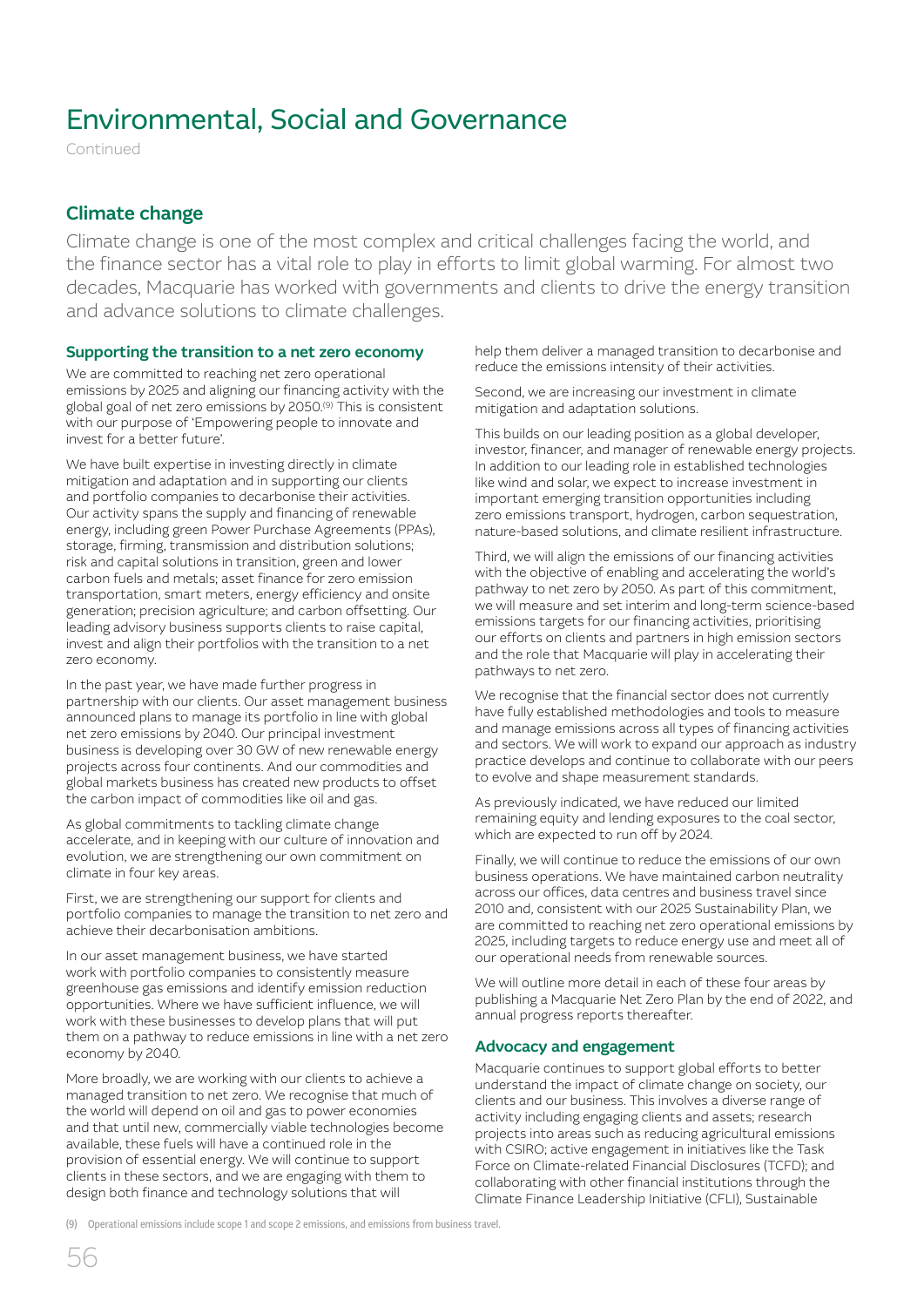# Environmental, Social and Governance

Continued

## Climate change

Climate change is one of the most complex and critical challenges facing the world, and the finance sector has a vital role to play in efforts to limit global warming. For almost two decades, Macquarie has worked with governments and clients to drive the energy transition and advance solutions to climate challenges.

### Supporting the transition to a net zero economy

We are committed to reaching net zero operational emissions by 2025 and aligning our financing activity with the global goal of net zero emissions by 2050.[9] This is consistent with our purpose of 'Empowering people to innovate and invest for a better future'.

We have built expertise in investing directly in climate mitigation and adaptation and in supporting our clients and portfolio companies to decarbonise their activities. Our activity spans the supply and financing of renewable energy, including green Power Purchase Agreements (PPAs), storage, firming, transmission and distribution solutions; risk and capital solutions in transition, green and lower carbon fuels and metals; asset finance for zero emission transportation, smart meters, energy efficiency and onsite generation; precision agriculture; and carbon offsetting. Our leading advisory business supports clients to raise capital, invest and align their portfolios with the transition to a net zero economy.

In the past year, we have made further progress in partnership with our clients. Our asset management business announced plans to manage its portfolio in line with global net zero emissions by 2040. Our principal investment business is developing over 30 GW of new renewable energy projects across four continents. And our commodities and global markets business has created new products to offset the carbon impact of commodities like oil and gas.

As global commitments to tackling climate change accelerate, and in keeping with our culture of innovation and evolution, we are strengthening our own commitment on climate in four key areas.

First, we are strengthening our support for clients and portfolio companies to manage the transition to net zero and achieve their decarbonisation ambitions.

In our asset management business, we have started work with portfolio companies to consistently measure greenhouse gas emissions and identify emission reduction opportunities. Where we have sufficient influence, we will work with these businesses to develop plans that will put them on a pathway to reduce emissions in line with a net zero economy by 2040.

More broadly, we are working with our clients to achieve a managed transition to net zero. We recognise that much of the world will depend on oil and gas to power economies and that until new, commercially viable technologies become available, these fuels will have a continued role in the provision of essential energy. We will continue to support clients in these sectors, and we are engaging with them to design both finance and technology solutions that will help them deliver a managed transition to decarbonise and reduce the emissions intensity of their activities.

Second, we are increasing our investment in climate mitigation and adaptation solutions.

This builds on our leading position as a global developer, investor, financer, and manager of renewable energy projects. In addition to our leading role in established technologies like wind and solar, we expect to increase investment in important emerging transition opportunities including zero emissions transport, hydrogen, carbon sequestration, nature-based solutions, and climate resilient infrastructure.

Third, we will align the emissions of our financing activities with the objective of enabling and accelerating the world's pathway to net zero by 2050. As part of this commitment, we will measure and set interim and long-term science-based emissions targets for our financing activities, prioritising our efforts on clients and partners in high emission sectors and the role that Macquarie will play in accelerating their pathways to net zero.

We recognise that the financial sector does not currently have fully established methodologies and tools to measure and manage emissions across all types of financing activities and sectors. We will work to expand our approach as industry practice develops and continue to collaborate with our peers to evolve and shape measurement standards.

As previously indicated, we have reduced our limited remaining equity and lending exposures to the coal sector, which are expected to run off by 2024.

Finally, we will continue to reduce the emissions of our own business operations. We have maintained carbon neutrality across our offices, data centres and business travel since 2010 and, consistent with our 2025 Sustainability Plan, we are committed to reaching net zero operational emissions by 2025, including targets to reduce energy use and meet all of our operational needs from renewable sources.

We will outline more detail in each of these four areas by publishing a Macquarie Net Zero Plan by the end of 2022, and annual progress reports thereafter.

### Advocacy and engagement

Macquarie continues to support global efforts to better understand the impact of climate change on society, our clients and our business. This involves a diverse range of activity including engaging clients and assets; research projects into areas such as reducing agricultural emissions with CSIRO; active engagement in initiatives like the Task Force on Climate-related Financial Disclosures (TCFD); and collaborating with other financial institutions through the Climate Finance Leadership Initiative (CFLI), Sustainable

(9) Operational emissions include scope 1 and scope 2 emissions, and emissions from business travel.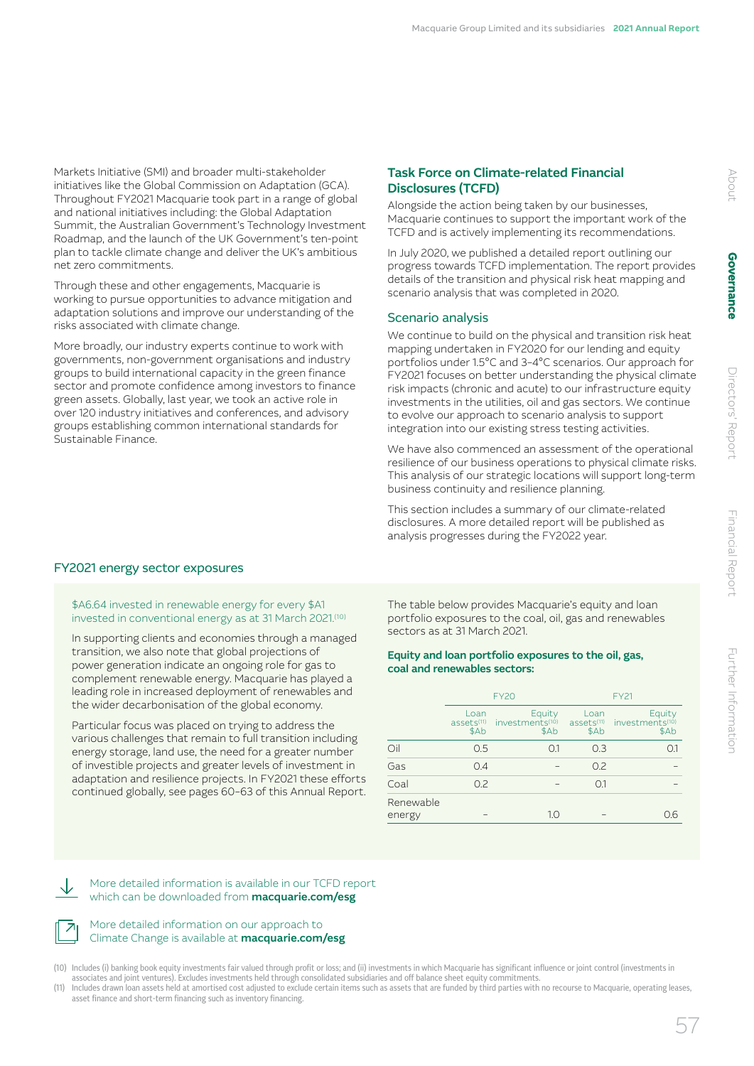Markets Initiative (SMI) and broader multi-stakeholder initiatives like the Global Commission on Adaptation (GCA). Throughout FY2021 Macquarie took part in a range of global and national initiatives including: the Global Adaptation Summit, the Australian Government's Technology Investment Roadmap, and the launch of the UK Government's ten-point plan to tackle climate change and deliver the UK's ambitious net zero commitments.

Through these and other engagements, Macquarie is working to pursue opportunities to advance mitigation and adaptation solutions and improve our understanding of the risks associated with climate change.

More broadly, our industry experts continue to work with governments, non-government organisations and industry groups to build international capacity in the green finance sector and promote confidence among investors to finance green assets. Globally, last year, we took an active role in over 120 industry initiatives and conferences, and advisory groups establishing common international standards for Sustainable Finance.

## Task Force on Climate-related Financial Disclosures (TCFD)

Alongside the action being taken by our businesses, Macquarie continues to support the important work of the TCFD and is actively implementing its recommendations.

In July 2020, we published a detailed report outlining our progress towards TCFD implementation. The report provides details of the transition and physical risk heat mapping and scenario analysis that was completed in 2020.

### Scenario analysis

We continue to build on the physical and transition risk heat mapping undertaken in FY2020 for our lending and equity portfolios under 1.5°C and 3–4°C scenarios. Our approach for FY2021 focuses on better understanding the physical climate risk impacts (chronic and acute) to our infrastructure equity investments in the utilities, oil and gas sectors. We continue to evolve our approach to scenario analysis to support integration into our existing stress testing activities.

We have also commenced an assessment of the operational resilience of our business operations to physical climate risks. This analysis of our strategic locations will support long-term business continuity and resilience planning.

This section includes a summary of our climate-related disclosures. A more detailed report will be published as analysis progresses during the FY2022 year.

## FY2021 energy sector exposures

$A6.64 invested in renewable energy for every $A1 invested in conventional energy as at 31 March 2021.[10]

In supporting clients and economies through a managed transition, we also note that global projections of power generation indicate an ongoing role for gas to complement renewable energy. Macquarie has played a leading role in increased deployment of renewables and the wider decarbonisation of the global economy.

Particular focus was placed on trying to address the various challenges that remain to full transition including energy storage, land use, the need for a greater number of investible projects and greater levels of investment in adaptation and resilience projects. In FY2021 these efforts continued globally, see pages 60–63 of this Annual Report.

The table below provides Macquarie's equity and loan portfolio exposures to the coal, oil, gas and renewables sectors as at 31 March 2021.

**Equity and loan portfolio exposures to the oil, gas, coal and renewables sectors:**

| | FY20 | | FY21 | |
|---|---|---|---|---|
| | Loan assets[11] $Ab | Equity investments[10] $Ab | Loan assets[11] $Ab | Equity investments[10] $Ab |
| Oil | 0.5 | 0.1 | 0.3 | 0.1 |
| Gas | 0.4 | – | 0.2 | – |
| Coal | 0.2 | – | 0.1 | – |
| Renewable energy | – | 1.0 | – | 0.6 |

More detailed information is available in our TCFD report which can be downloaded from **macquarie.com/esg**

More detailed information on our approach to Climate Change is available at **macquarie.com/esg**

(10) Includes (i) banking book equity investments fair valued through profit or loss; and (ii) investments in which Macquarie has significant influence or joint control (investments in associates and joint ventures). Excludes investments held through consolidated subsidiaries and off balance sheet equity commitments.

(11) Includes drawn loan assets held at amortised cost adjusted to exclude certain items such as assets that are funded by third parties with no recourse to Macquarie, operating leases, asset finance and short-term financing such as inventory financing.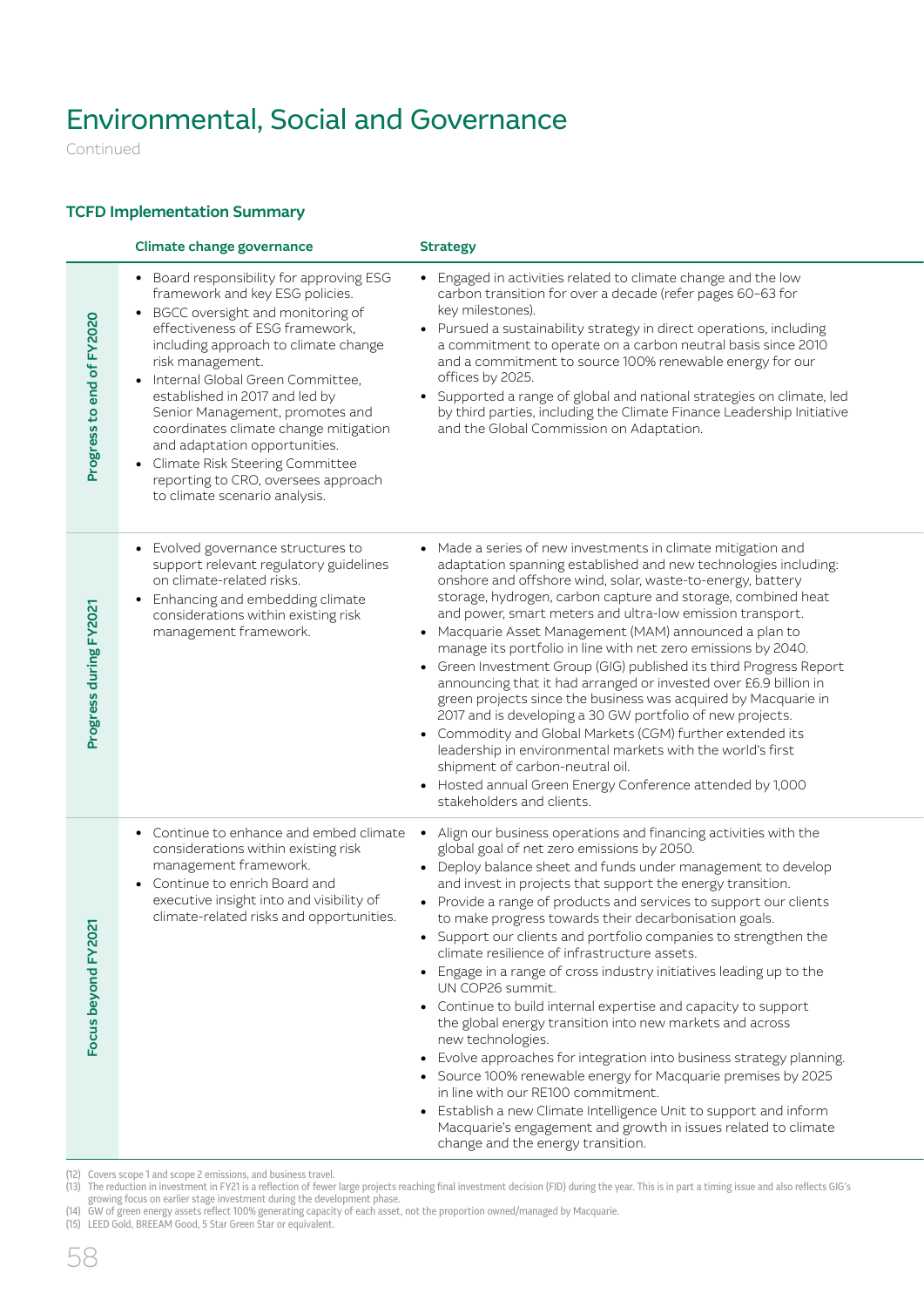# Environmental, Social and Governance

Continued

### TCFD Implementation Summary

| | Climate change governance | Strategy |
|---|---|---|
| **Progress to end of FY2020** | • Board responsibility for approving ESG framework and key ESG policies.<br>• BGCC oversight and monitoring of effectiveness of ESG framework, including approach to climate change risk management.<br>• Internal Global Green Committee, established in 2017 and led by Senior Management, promotes and coordinates climate change mitigation and adaptation opportunities.<br>• Climate Risk Steering Committee reporting to CRO, oversees approach to climate scenario analysis. | • Engaged in activities related to climate change and the low carbon transition for over a decade (refer pages 60–63 for key milestones).<br>• Pursued a sustainability strategy in direct operations, including a commitment to operate on a carbon neutral basis since 2010 and a commitment to source 100% renewable energy for our offices by 2025.<br>• Supported a range of global and national strategies on climate, led by third parties, including the Climate Finance Leadership Initiative and the Global Commission on Adaptation. |
| **Progress during FY2021** | • Evolved governance structures to support relevant regulatory guidelines on climate-related risks.<br>• Enhancing and embedding climate considerations within existing risk management framework. | • Made a series of new investments in climate mitigation and adaptation spanning established and new technologies including: onshore and offshore wind, solar, waste-to-energy, battery storage, hydrogen, carbon capture and storage, combined heat and power, smart meters and ultra-low emission transport.<br>• Macquarie Asset Management (MAM) announced a plan to manage its portfolio in line with net zero emissions by 2040.<br>• Green Investment Group (GIG) published its third Progress Report announcing that it had arranged or invested over £6.9 billion in green projects since the business was acquired by Macquarie in 2017 and is developing a 30 GW portfolio of new projects.<br>• Commodity and Global Markets (CGM) further extended its leadership in environmental markets with the world's first shipment of carbon-neutral oil.<br>• Hosted annual Green Energy Conference attended by 1,000 stakeholders and clients. |
| **Focus beyond FY2021** | • Continue to enhance and embed climate considerations within existing risk management framework.<br>• Continue to enrich Board and executive insight into and visibility of climate-related risks and opportunities. | • Align our business operations and financing activities with the global goal of net zero emissions by 2050.<br>• Deploy balance sheet and funds under management to develop and invest in projects that support the energy transition.<br>• Provide a range of products and services to support our clients to make progress towards their decarbonisation goals.<br>• Support our clients and portfolio companies to strengthen the climate resilience of infrastructure assets.<br>• Engage in a range of cross industry initiatives leading up to the UN COP26 summit.<br>• Continue to build internal expertise and capacity to support the global energy transition into new markets and across new technologies.<br>• Evolve approaches for integration into business strategy planning.<br>• Source 100% renewable energy for Macquarie premises by 2025 in line with our RE100 commitment.<br>• Establish a new Climate Intelligence Unit to support and inform Macquarie's engagement and growth in issues related to climate change and the energy transition. |

(12) Covers scope 1 and scope 2 emissions, and business travel.
(13) The reduction in investment in FY21 is a reflection of fewer large projects reaching final investment decision (FID) during the year. This is in part a timing issue and also reflects GIG's growing focus on earlier stage investment during the development phase.
(14) GW of green energy assets reflect 100% generating capacity of each asset, not the proportion owned/managed by Macquarie.
(15) LEED Gold, BREEAM Good, 5 Star Green Star or equivalent.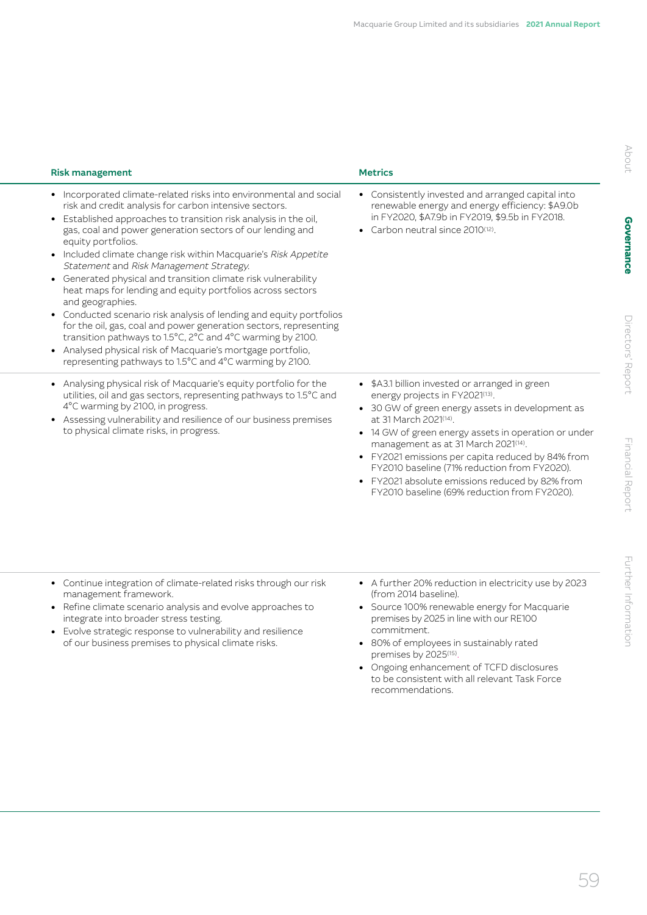| Risk management | Metrics |
|---|---|
| • Incorporated climate-related risks into environmental and social risk and credit analysis for carbon intensive sectors.<br>• Established approaches to transition risk analysis in the oil, gas, coal and power generation sectors of our lending and equity portfolios.<br>• Included climate change risk within Macquarie's *Risk Appetite Statement* and *Risk Management Strategy*.<br>• Generated physical and transition climate risk vulnerability heat maps for lending and equity portfolios across sectors and geographies.<br>• Conducted scenario risk analysis of lending and equity portfolios for the oil, gas, coal and power generation sectors, representing transition pathways to 1.5°C, 2°C and 4°C warming by 2100.<br>• Analysed physical risk of Macquarie's mortgage portfolio, representing pathways to 1.5°C and 4°C warming by 2100. | • Consistently invested and arranged capital into renewable energy and energy efficiency: $A9.0b in FY2020, $A7.9b in FY2019, $9.5b in FY2018.<br>• Carbon neutral since 2010[12]. |
| • Analysing physical risk of Macquarie's equity portfolio for the utilities, oil and gas sectors, representing pathways to 1.5°C and 4°C warming by 2100, in progress.<br>• Assessing vulnerability and resilience of our business premises to physical climate risks, in progress. | • $A3.1 billion invested or arranged in green energy projects in FY2021[13].<br>• 30 GW of green energy assets in development as at 31 March 2021[14].<br>• 14 GW of green energy assets in operation or under management as at 31 March 2021[14].<br>• FY2021 emissions per capita reduced by 84% from FY2010 baseline (71% reduction from FY2020).<br>• FY2021 absolute emissions reduced by 82% from FY2010 baseline (69% reduction from FY2020). |
| • Continue integration of climate-related risks through our risk management framework.<br>• Refine climate scenario analysis and evolve approaches to integrate into broader stress testing.<br>• Evolve strategic response to vulnerability and resilience of our business premises to physical climate risks. | • A further 20% reduction in electricity use by 2023 (from 2014 baseline).<br>• Source 100% renewable energy for Macquarie premises by 2025 in line with our RE100 commitment.<br>• 80% of employees in sustainably rated premises by 2025[15].<br>• Ongoing enhancement of TCFD disclosures to be consistent with all relevant Task Force recommendations. |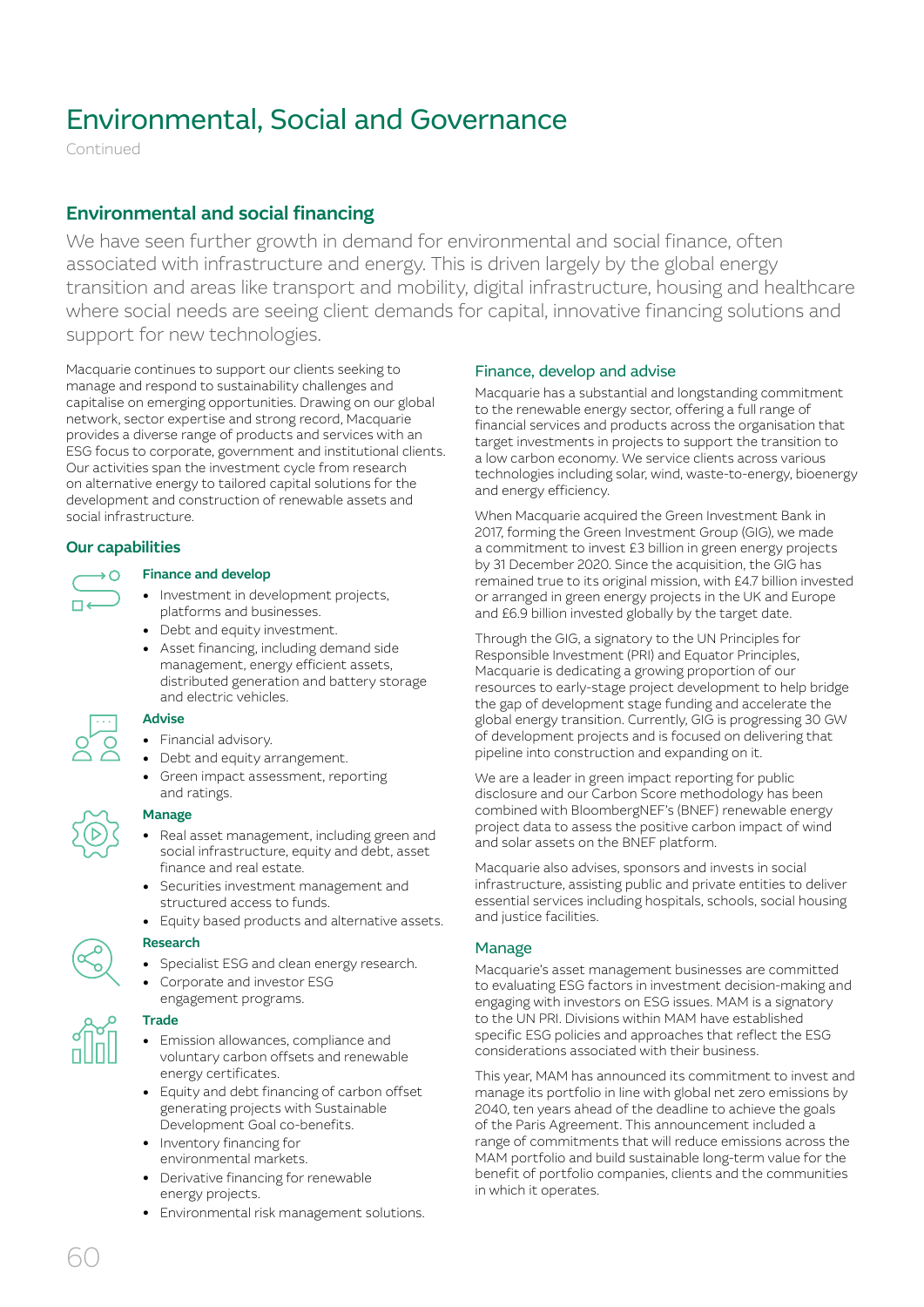# Environmental, Social and Governance

Continued

## Environmental and social financing

We have seen further growth in demand for environmental and social finance, often associated with infrastructure and energy. This is driven largely by the global energy transition and areas like transport and mobility, digital infrastructure, housing and healthcare where social needs are seeing client demands for capital, innovative financing solutions and support for new technologies.

Macquarie continues to support our clients seeking to manage and respond to sustainability challenges and capitalise on emerging opportunities. Drawing on our global network, sector expertise and strong record, Macquarie provides a diverse range of products and services with an ESG focus to corporate, government and institutional clients. Our activities span the investment cycle from research on alternative energy to tailored capital solutions for the development and construction of renewable assets and social infrastructure.

### Our capabilities

**Finance and develop**

- Investment in development projects, platforms and businesses.
- Debt and equity investment.
- Asset financing, including demand side management, energy efficient assets, distributed generation and battery storage and electric vehicles.

**Advise**

- Financial advisory.
- Debt and equity arrangement.
- Green impact assessment, reporting and ratings.

**Manage**

- Real asset management, including green and social infrastructure, equity and debt, asset finance and real estate.
- Securities investment management and structured access to funds.
- Equity based products and alternative assets.

**Research**

- Specialist ESG and clean energy research.
- Corporate and investor ESG engagement programs.

**Trade**

- Emission allowances, compliance and voluntary carbon offsets and renewable energy certificates.
- Equity and debt financing of carbon offset generating projects with Sustainable Development Goal co-benefits.
- Inventory financing for environmental markets.
- Derivative financing for renewable energy projects.
- Environmental risk management solutions.

### Finance, develop and advise

Macquarie has a substantial and longstanding commitment to the renewable energy sector, offering a full range of financial services and products across the organisation that target investments in projects to support the transition to a low carbon economy. We service clients across various technologies including solar, wind, waste-to-energy, bioenergy and energy efficiency.

When Macquarie acquired the Green Investment Bank in 2017, forming the Green Investment Group (GIG), we made a commitment to invest £3 billion in green energy projects by 31 December 2020. Since the acquisition, the GIG has remained true to its original mission, with £4.7 billion invested or arranged in green energy projects in the UK and Europe and £6.9 billion invested globally by the target date.

Through the GIG, a signatory to the UN Principles for Responsible Investment (PRI) and Equator Principles, Macquarie is dedicating a growing proportion of our resources to early-stage project development to help bridge the gap of development stage funding and accelerate the global energy transition. Currently, GIG is progressing 30 GW of development projects and is focused on delivering that pipeline into construction and expanding on it.

We are a leader in green impact reporting for public disclosure and our Carbon Score methodology has been combined with BloombergNEF's (BNEF) renewable energy project data to assess the positive carbon impact of wind and solar assets on the BNEF platform.

Macquarie also advises, sponsors and invests in social infrastructure, assisting public and private entities to deliver essential services including hospitals, schools, social housing and justice facilities.

### Manage

Macquarie's asset management businesses are committed to evaluating ESG factors in investment decision-making and engaging with investors on ESG issues. MAM is a signatory to the UN PRI. Divisions within MAM have established specific ESG policies and approaches that reflect the ESG considerations associated with their business.

This year, MAM has announced its commitment to invest and manage its portfolio in line with global net zero emissions by 2040, ten years ahead of the deadline to achieve the goals of the Paris Agreement. This announcement included a range of commitments that will reduce emissions across the MAM portfolio and build sustainable long-term value for the benefit of portfolio companies, clients and the communities in which it operates.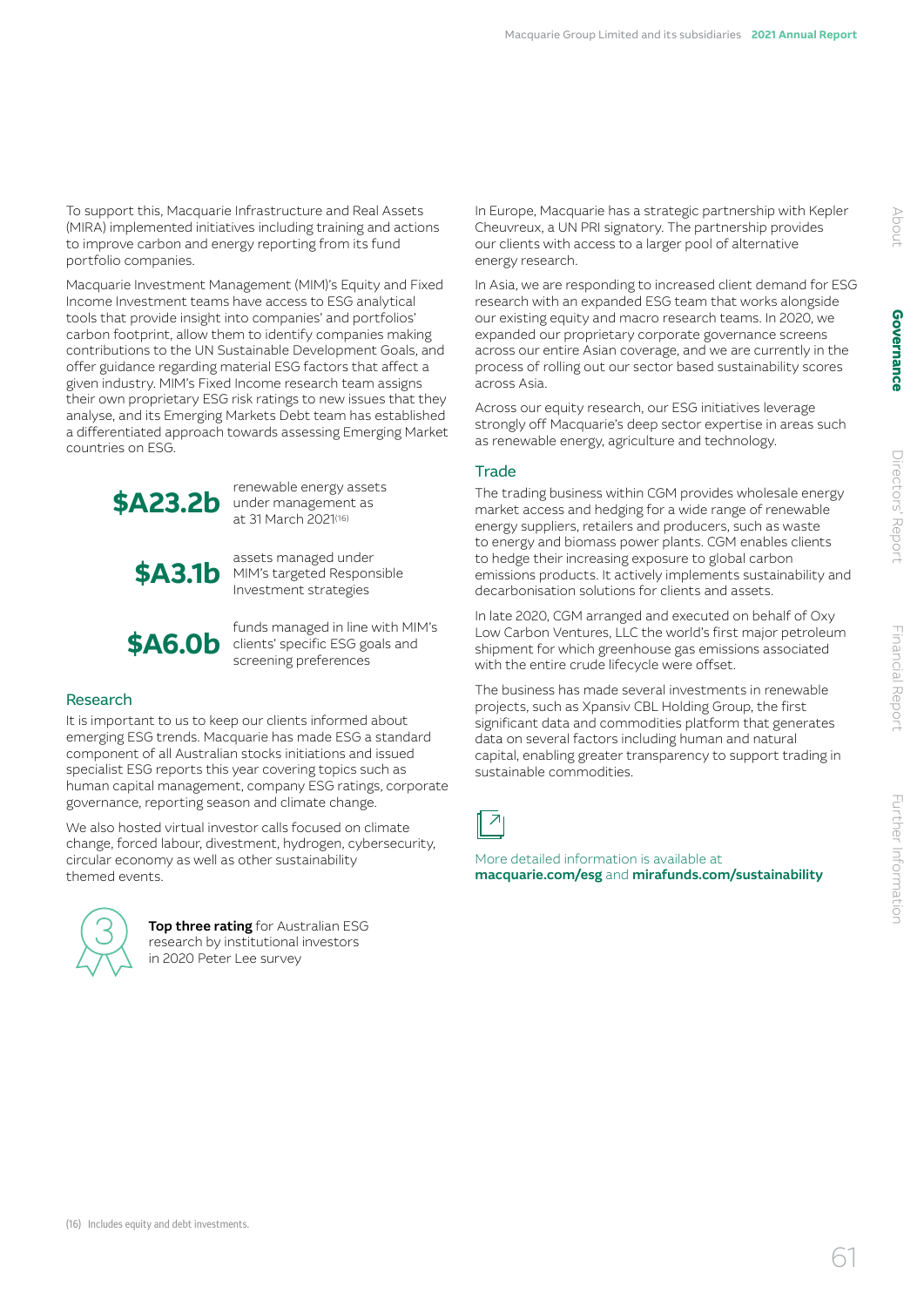To support this, Macquarie Infrastructure and Real Assets (MIRA) implemented initiatives including training and actions to improve carbon and energy reporting from its fund portfolio companies.

Macquarie Investment Management (MIM)'s Equity and Fixed Income Investment teams have access to ESG analytical tools that provide insight into companies' and portfolios' carbon footprint, allow them to identify companies making contributions to the UN Sustainable Development Goals, and offer guidance regarding material ESG factors that affect a given industry. MIM's Fixed Income research team assigns their own proprietary ESG risk ratings to new issues that they analyse, and its Emerging Markets Debt team has established a differentiated approach towards assessing Emerging Market countries on ESG.

**$A23.2b** renewable energy assets under management as at 31 March 2021[16]

**$A3.1b** assets managed under MIM's targeted Responsible Investment strategies

**$A6.0b** funds managed in line with MIM's clients' specific ESG goals and screening preferences

### Research

It is important to us to keep our clients informed about emerging ESG trends. Macquarie has made ESG a standard component of all Australian stocks initiations and issued specialist ESG reports this year covering topics such as human capital management, company ESG ratings, corporate governance, reporting season and climate change.

We also hosted virtual investor calls focused on climate change, forced labour, divestment, hydrogen, cybersecurity, circular economy as well as other sustainability themed events.

**Top three rating** for Australian ESG research by institutional investors in 2020 Peter Lee survey

In Europe, Macquarie has a strategic partnership with Kepler Cheuvreux, a UN PRI signatory. The partnership provides our clients with access to a larger pool of alternative energy research.

In Asia, we are responding to increased client demand for ESG research with an expanded ESG team that works alongside our existing equity and macro research teams. In 2020, we expanded our proprietary corporate governance screens across our entire Asian coverage, and we are currently in the process of rolling out our sector based sustainability scores across Asia.

Across our equity research, our ESG initiatives leverage strongly off Macquarie's deep sector expertise in areas such as renewable energy, agriculture and technology.

### Trade

The trading business within CGM provides wholesale energy market access and hedging for a wide range of renewable energy suppliers, retailers and producers, such as waste to energy and biomass power plants. CGM enables clients to hedge their increasing exposure to global carbon emissions products. It actively implements sustainability and decarbonisation solutions for clients and assets.

In late 2020, CGM arranged and executed on behalf of Oxy Low Carbon Ventures, LLC the world's first major petroleum shipment for which greenhouse gas emissions associated with the entire crude lifecycle were offset.

The business has made several investments in renewable projects, such as Xpansiv CBL Holding Group, the first significant data and commodities platform that generates data on several factors including human and natural capital, enabling greater transparency to support trading in sustainable commodities.

More detailed information is available at **macquarie.com/esg** and **mirafunds.com/sustainability**

(16) Includes equity and debt investments.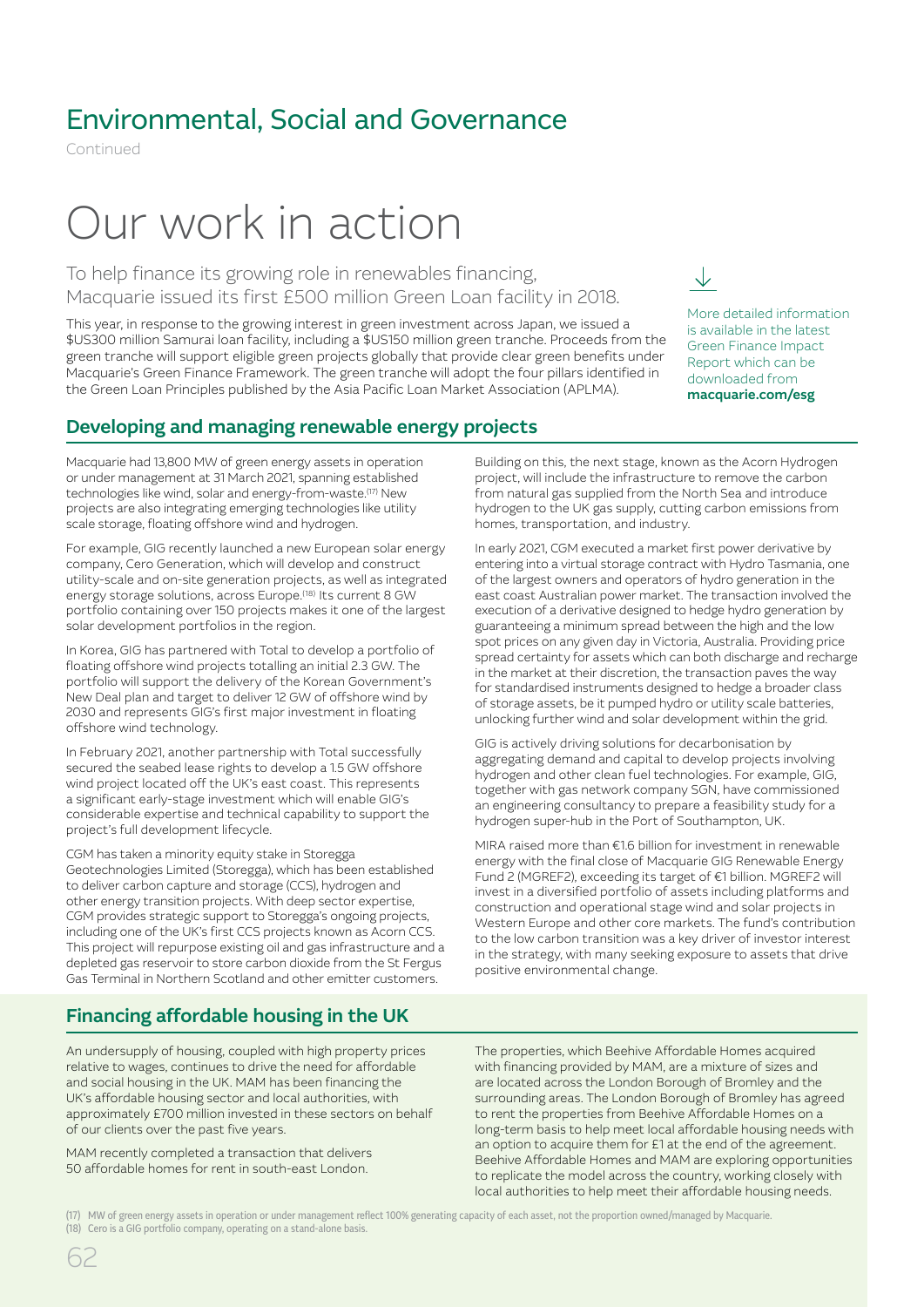# Environmental, Social and Governance

Continued

# Our work in action

To help finance its growing role in renewables financing, Macquarie issued its first £500 million Green Loan facility in 2018.

This year, in response to the growing interest in green investment across Japan, we issued a $US300 million Samurai loan facility, including a $US150 million green tranche. Proceeds from the green tranche will support eligible green projects globally that provide clear green benefits under Macquarie's Green Finance Framework. The green tranche will adopt the four pillars identified in the Green Loan Principles published by the Asia Pacific Loan Market Association (APLMA).

More detailed information is available in the latest Green Finance Impact Report which can be downloaded from **macquarie.com/esg**

## Developing and managing renewable energy projects

Macquarie had 13,800 MW of green energy assets in operation or under management at 31 March 2021, spanning established technologies like wind, solar and energy-from-waste.[17] New projects are also integrating emerging technologies like utility scale storage, floating offshore wind and hydrogen.

For example, GIG recently launched a new European solar energy company, Cero Generation, which will develop and construct utility-scale and on-site generation projects, as well as integrated energy storage solutions, across Europe.[18] Its current 8 GW portfolio containing over 150 projects makes it one of the largest solar development portfolios in the region.

In Korea, GIG has partnered with Total to develop a portfolio of floating offshore wind projects totalling an initial 2.3 GW. The portfolio will support the delivery of the Korean Government's New Deal plan and target to deliver 12 GW of offshore wind by 2030 and represents GIG's first major investment in floating offshore wind technology.

In February 2021, another partnership with Total successfully secured the seabed lease rights to develop a 1.5 GW offshore wind project located off the UK's east coast. This represents a significant early-stage investment which will enable GIG's considerable expertise and technical capability to support the project's full development lifecycle.

CGM has taken a minority equity stake in Storegga Geotechnologies Limited (Storegga), which has been established to deliver carbon capture and storage (CCS), hydrogen and other energy transition projects. With deep sector expertise, CGM provides strategic support to Storegga's ongoing projects, including one of the UK's first CCS projects known as Acorn CCS. This project will repurpose existing oil and gas infrastructure and a depleted gas reservoir to store carbon dioxide from the St Fergus Gas Terminal in Northern Scotland and other emitter customers.

Building on this, the next stage, known as the Acorn Hydrogen project, will include the infrastructure to remove the carbon from natural gas supplied from the North Sea and introduce hydrogen to the UK gas supply, cutting carbon emissions from homes, transportation, and industry.

In early 2021, CGM executed a market first power derivative by entering into a virtual storage contract with Hydro Tasmania, one of the largest owners and operators of hydro generation in the east coast Australian power market. The transaction involved the execution of a derivative designed to hedge hydro generation by guaranteeing a minimum spread between the high and the low spot prices on any given day in Victoria, Australia. Providing price spread certainty for assets which can both discharge and recharge in the market at their discretion, the transaction paves the way for standardised instruments designed to hedge a broader class of storage assets, be it pumped hydro or utility scale batteries, unlocking further wind and solar development within the grid.

GIG is actively driving solutions for decarbonisation by aggregating demand and capital to develop projects involving hydrogen and other clean fuel technologies. For example, GIG, together with gas network company SGN, have commissioned an engineering consultancy to prepare a feasibility study for a hydrogen super-hub in the Port of Southampton, UK.

MIRA raised more than €1.6 billion for investment in renewable energy with the final close of Macquarie GIG Renewable Energy Fund 2 (MGREF2), exceeding its target of €1 billion. MGREF2 will invest in a diversified portfolio of assets including platforms and construction and operational stage wind and solar projects in Western Europe and other core markets. The fund's contribution to the low carbon transition was a key driver of investor interest in the strategy, with many seeking exposure to assets that drive positive environmental change.

## Financing affordable housing in the UK

An undersupply of housing, coupled with high property prices relative to wages, continues to drive the need for affordable and social housing in the UK. MAM has been financing the UK's affordable housing sector and local authorities, with approximately £700 million invested in these sectors on behalf of our clients over the past five years.

MAM recently completed a transaction that delivers 50 affordable homes for rent in south-east London.

The properties, which Beehive Affordable Homes acquired with financing provided by MAM, are a mixture of sizes and are located across the London Borough of Bromley and the surrounding areas. The London Borough of Bromley has agreed to rent the properties from Beehive Affordable Homes on a long-term basis to help meet local affordable housing needs with an option to acquire them for £1 at the end of the agreement. Beehive Affordable Homes and MAM are exploring opportunities to replicate the model across the country, working closely with local authorities to help meet their affordable housing needs.

(17) MW of green energy assets in operation or under management reflect 100% generating capacity of each asset, not the proportion owned/managed by Macquarie.
(18) Cero is a GIG portfolio company, operating on a stand-alone basis.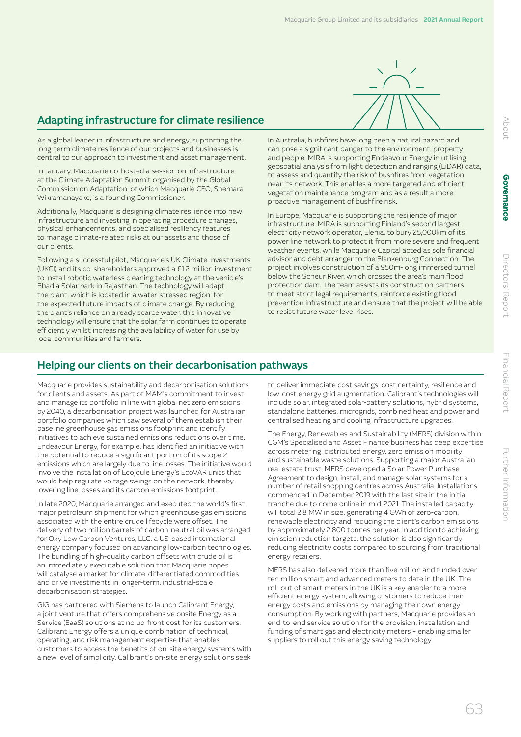## Adapting infrastructure for climate resilience

As a global leader in infrastructure and energy, supporting the long-term climate resilience of our projects and businesses is central to our approach to investment and asset management.

In January, Macquarie co-hosted a session on infrastructure at the Climate Adaptation Summit organised by the Global Commission on Adaptation, of which Macquarie CEO, Shemara Wikramanayake, is a founding Commissioner.

Additionally, Macquarie is designing climate resilience into new infrastructure and investing in operating procedure changes, physical enhancements, and specialised resiliency features to manage climate-related risks at our assets and those of our clients.

Following a successful pilot, Macquarie's UK Climate Investments (UKCI) and its co-shareholders approved a £1.2 million investment to install robotic waterless cleaning technology at the vehicle's Bhadla Solar park in Rajasthan. The technology will adapt the plant, which is located in a water-stressed region, for the expected future impacts of climate change. By reducing the plant's reliance on already scarce water, this innovative technology will ensure that the solar farm continues to operate efficiently whilst increasing the availability of water for use by local communities and farmers.

In Australia, bushfires have long been a natural hazard and can pose a significant danger to the environment, property and people. MIRA is supporting Endeavour Energy in utilising geospatial analysis from light detection and ranging (LiDAR) data, to assess and quantify the risk of bushfires from vegetation near its network. This enables a more targeted and efficient vegetation maintenance program and as a result a more proactive management of bushfire risk.

In Europe, Macquarie is supporting the resilience of major infrastructure. MIRA is supporting Finland's second largest electricity network operator, Elenia, to bury 25,000km of its power line network to protect it from more severe and frequent weather events, while Macquarie Capital acted as sole financial advisor and debt arranger to the Blankenburg Connection. The project involves construction of a 950m-long immersed tunnel below the Scheur River, which crosses the area's main flood protection dam. The team assists its construction partners to meet strict legal requirements, reinforce existing flood prevention infrastructure and ensure that the project will be able to resist future water level rises.

## Helping our clients on their decarbonisation pathways

Macquarie provides sustainability and decarbonisation solutions for clients and assets. As part of MAM's commitment to invest and manage its portfolio in line with global net zero emissions by 2040, a decarbonisation project was launched for Australian portfolio companies which saw several of them establish their baseline greenhouse gas emissions footprint and identify initiatives to achieve sustained emissions reductions over time. Endeavour Energy, for example, has identified an initiative with the potential to reduce a significant portion of its scope 2 emissions which are largely due to line losses. The initiative would involve the installation of Ecojoule Energy's EcoVAR units that would help regulate voltage swings on the network, thereby lowering line losses and its carbon emissions footprint.

In late 2020, Macquarie arranged and executed the world's first major petroleum shipment for which greenhouse gas emissions associated with the entire crude lifecycle were offset. The delivery of two million barrels of carbon-neutral oil was arranged for Oxy Low Carbon Ventures, LLC, a US-based international energy company focused on advancing low-carbon technologies. The bundling of high-quality carbon offsets with crude oil is an immediately executable solution that Macquarie hopes will catalyse a market for climate-differentiated commodities and drive investments in longer-term, industrial-scale decarbonisation strategies.

GIG has partnered with Siemens to launch Calibrant Energy, a joint venture that offers comprehensive onsite Energy as a Service (EaaS) solutions at no up-front cost for its customers. Calibrant Energy offers a unique combination of technical, operating, and risk management expertise that enables customers to access the benefits of on-site energy systems with a new level of simplicity. Calibrant's on-site energy solutions seek to deliver immediate cost savings, cost certainty, resilience and low-cost energy grid augmentation. Calibrant's technologies will include solar, integrated solar-battery solutions, hybrid systems, standalone batteries, microgrids, combined heat and power and centralised heating and cooling infrastructure upgrades.

The Energy, Renewables and Sustainability (MERS) division within CGM's Specialised and Asset Finance business has deep expertise across metering, distributed energy, zero emission mobility and sustainable waste solutions. Supporting a major Australian real estate trust, MERS developed a Solar Power Purchase Agreement to design, install, and manage solar systems for a number of retail shopping centres across Australia. Installations commenced in December 2019 with the last site in the initial tranche due to come online in mid-2021. The installed capacity will total 2.8 MW in size, generating 4 GWh of zero-carbon, renewable electricity and reducing the client's carbon emissions by approximately 2,800 tonnes per year. In addition to achieving emission reduction targets, the solution is also significantly reducing electricity costs compared to sourcing from traditional energy retailers.

MERS has also delivered more than five million and funded over ten million smart and advanced meters to date in the UK. The roll-out of smart meters in the UK is a key enabler to a more efficient energy system, allowing customers to reduce their energy costs and emissions by managing their own energy consumption. By working with partners, Macquarie provides an end-to-end service solution for the provision, installation and funding of smart gas and electricity meters – enabling smaller suppliers to roll out this energy saving technology.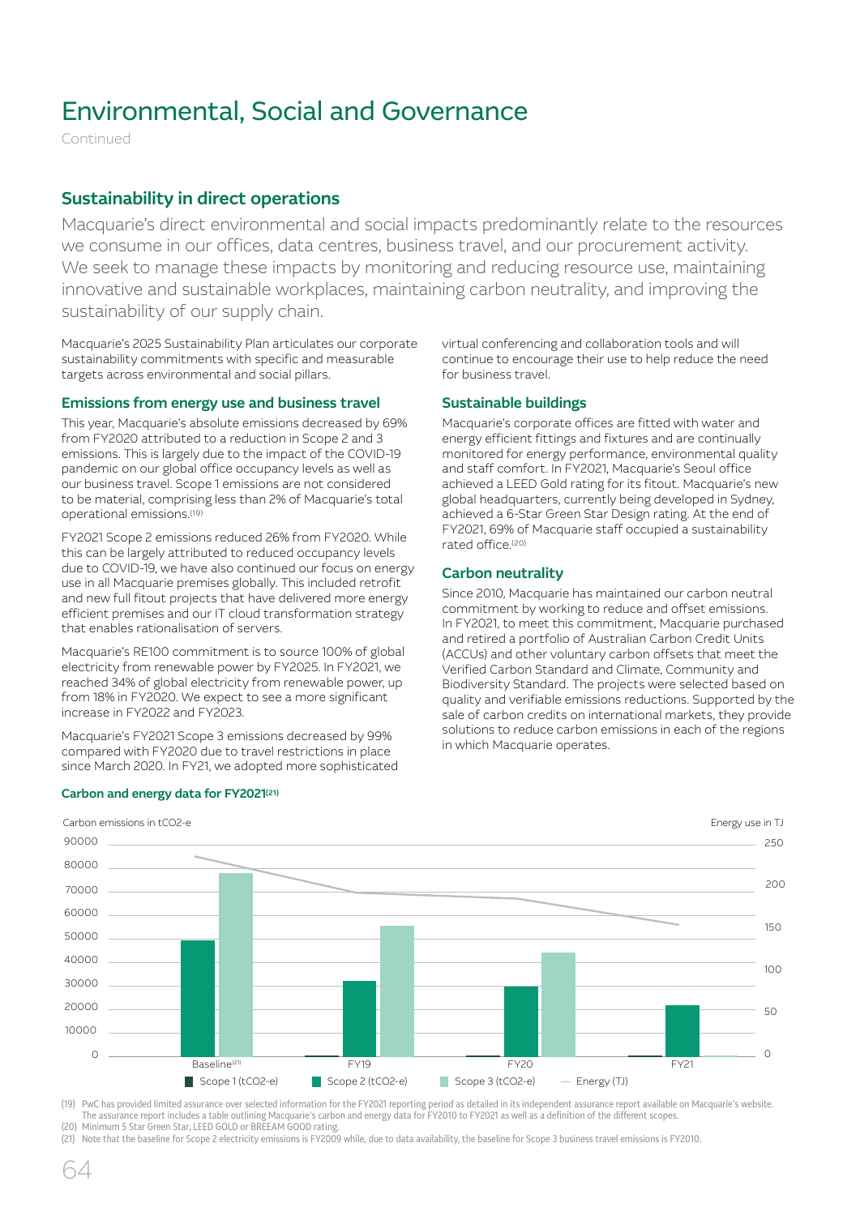# Environmental, Social and Governance

Continued

## Sustainability in direct operations

Macquarie's direct environmental and social impacts predominantly relate to the resources we consume in our offices, data centres, business travel, and our procurement activity. We seek to manage these impacts by monitoring and reducing resource use, maintaining innovative and sustainable workplaces, maintaining carbon neutrality, and improving the sustainability of our supply chain.

Macquarie's 2025 Sustainability Plan articulates our corporate sustainability commitments with specific and measurable targets across environmental and social pillars.

### Emissions from energy use and business travel

This year, Macquarie's absolute emissions decreased by 69% from FY2020 attributed to a reduction in Scope 2 and 3 emissions. This is largely due to the impact of the COVID-19 pandemic on our global office occupancy levels as well as our business travel. Scope 1 emissions are not considered to be material, comprising less than 2% of Macquarie's total operational emissions.[19]

FY2021 Scope 2 emissions reduced 26% from FY2020. While this can be largely attributed to reduced occupancy levels due to COVID-19, we have also continued our focus on energy use in all Macquarie premises globally. This included retrofit and new full fitout projects that have delivered more energy efficient premises and our IT cloud transformation strategy that enables rationalisation of servers.

Macquarie's RE100 commitment is to source 100% of global electricity from renewable power by FY2025. In FY2021, we reached 34% of global electricity from renewable power, up from 18% in FY2020. We expect to see a more significant increase in FY2022 and FY2023.

Macquarie's FY2021 Scope 3 emissions decreased by 99% compared with FY2020 due to travel restrictions in place since March 2020. In FY21, we adopted more sophisticated virtual conferencing and collaboration tools and will continue to encourage their use to help reduce the need for business travel.

### Sustainable buildings

Macquarie's corporate offices are fitted with water and energy efficient fittings and fixtures and are continually monitored for energy performance, environmental quality and staff comfort. In FY2021, Macquarie's Seoul office achieved a LEED Gold rating for its fitout. Macquarie's new global headquarters, currently being developed in Sydney, achieved a 6-Star Green Star Design rating. At the end of FY2021, 69% of Macquarie staff occupied a sustainability rated office.[20]

### Carbon neutrality

Since 2010, Macquarie has maintained our carbon neutral commitment by working to reduce and offset emissions. In FY2021, to meet this commitment, Macquarie purchased and retired a portfolio of Australian Carbon Credit Units (ACCUs) and other voluntary carbon offsets that meet the Verified Carbon Standard and Climate, Community and Biodiversity Standard. The projects were selected based on quality and verifiable emissions reductions. Supported by the sale of carbon credits on international markets, they provide solutions to reduce carbon emissions in each of the regions in which Macquarie operates.

### Carbon and energy data for FY2021[21]

Carbon emissions in tCO2-e | Energy use in TJ

| | Baseline[21] | FY19 | FY20 | FY21 |
|---|---|---|---|---|
| Scope 1 (tCO2-e) | | | | |
| Scope 2 (tCO2-e) | ~49,000 | ~32,000 | ~29,500 | ~21,500 |
| Scope 3 (tCO2-e) | ~77,500 | ~55,000 | ~44,000 | |
| Energy (TJ) | ~235 | ~190 | ~185 | ~155 |

(19) PwC has provided limited assurance over selected information for the FY2021 reporting period as detailed in its independent assurance report available on Macquarie's website. The assurance report includes a table outlining Macquarie's carbon and energy data for FY2010 to FY2021 as well as a definition of the different scopes.

(20) Minimum 5 Star Green Star, LEED GOLD or BREEAM GOOD rating.

(21) Note that the baseline for Scope 2 electricity emissions is FY2009 while, due to data availability, the baseline for Scope 3 business travel emissions is FY2010.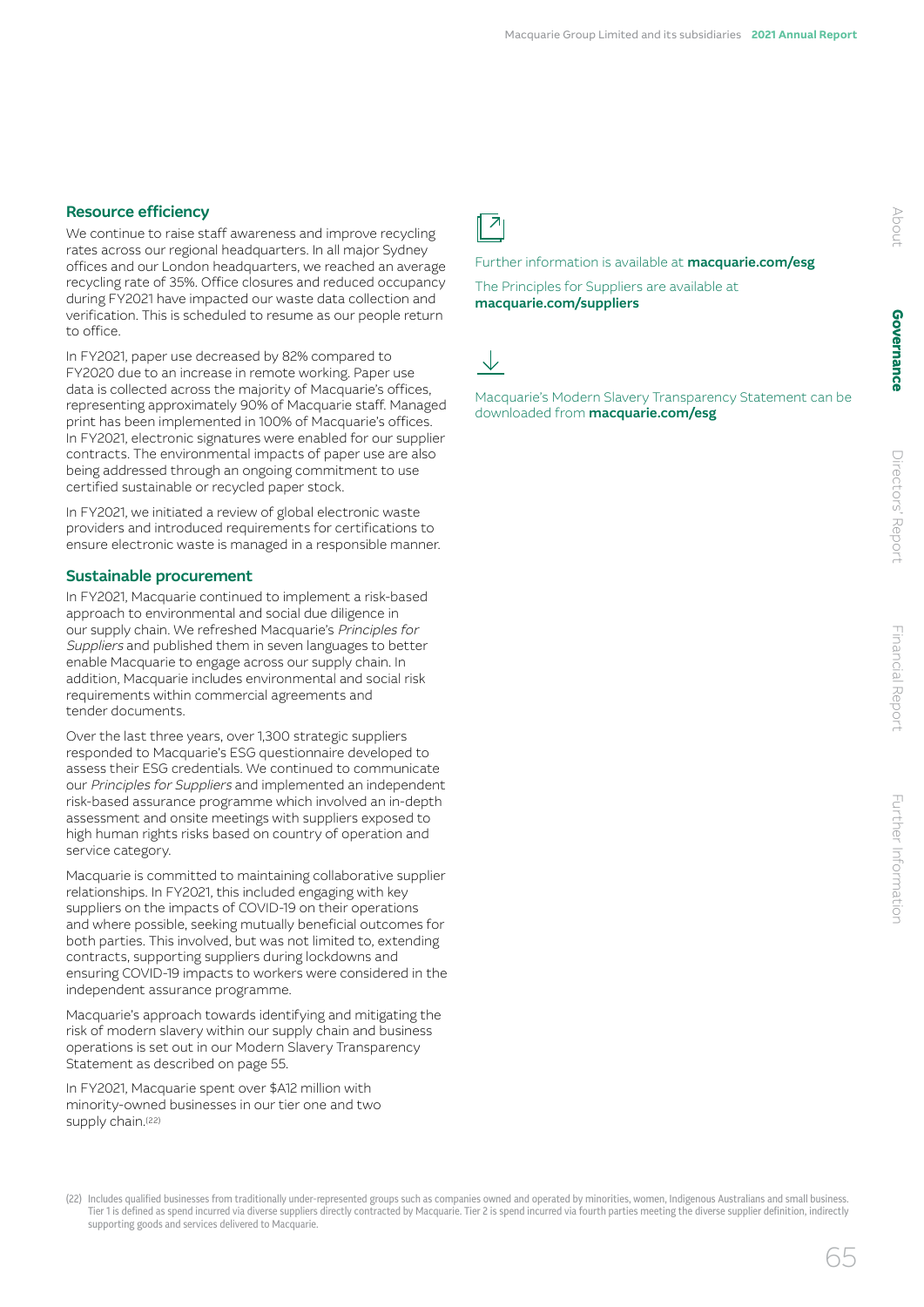### Resource efficiency

We continue to raise staff awareness and improve recycling rates across our regional headquarters. In all major Sydney offices and our London headquarters, we reached an average recycling rate of 35%. Office closures and reduced occupancy during FY2021 have impacted our waste data collection and verification. This is scheduled to resume as our people return to office.

In FY2021, paper use decreased by 82% compared to FY2020 due to an increase in remote working. Paper use data is collected across the majority of Macquarie's offices, representing approximately 90% of Macquarie staff. Managed print has been implemented in 100% of Macquarie's offices. In FY2021, electronic signatures were enabled for our supplier contracts. The environmental impacts of paper use are also being addressed through an ongoing commitment to use certified sustainable or recycled paper stock.

In FY2021, we initiated a review of global electronic waste providers and introduced requirements for certifications to ensure electronic waste is managed in a responsible manner.

### Sustainable procurement

In FY2021, Macquarie continued to implement a risk-based approach to environmental and social due diligence in our supply chain. We refreshed Macquarie's *Principles for Suppliers* and published them in seven languages to better enable Macquarie to engage across our supply chain. In addition, Macquarie includes environmental and social risk requirements within commercial agreements and tender documents.

Over the last three years, over 1,300 strategic suppliers responded to Macquarie's ESG questionnaire developed to assess their ESG credentials. We continued to communicate our *Principles for Suppliers* and implemented an independent risk-based assurance programme which involved an in-depth assessment and onsite meetings with suppliers exposed to high human rights risks based on country of operation and service category.

Macquarie is committed to maintaining collaborative supplier relationships. In FY2021, this included engaging with key suppliers on the impacts of COVID-19 on their operations and where possible, seeking mutually beneficial outcomes for both parties. This involved, but was not limited to, extending contracts, supporting suppliers during lockdowns and ensuring COVID-19 impacts to workers were considered in the independent assurance programme.

Macquarie's approach towards identifying and mitigating the risk of modern slavery within our supply chain and business operations is set out in our Modern Slavery Transparency Statement as described on page 55.

In FY2021, Macquarie spent over $A12 million with minority-owned businesses in our tier one and two supply chain.[22]

Further information is available at **macquarie.com/esg**

The Principles for Suppliers are available at **macquarie.com/suppliers**

Macquarie's Modern Slavery Transparency Statement can be downloaded from **macquarie.com/esg**

(22) Includes qualified businesses from traditionally under-represented groups such as companies owned and operated by minorities, women, Indigenous Australians and small business. Tier 1 is defined as spend incurred via diverse suppliers directly contracted by Macquarie. Tier 2 is spend incurred via fourth parties meeting the diverse supplier definition, indirectly supporting goods and services delivered to Macquarie.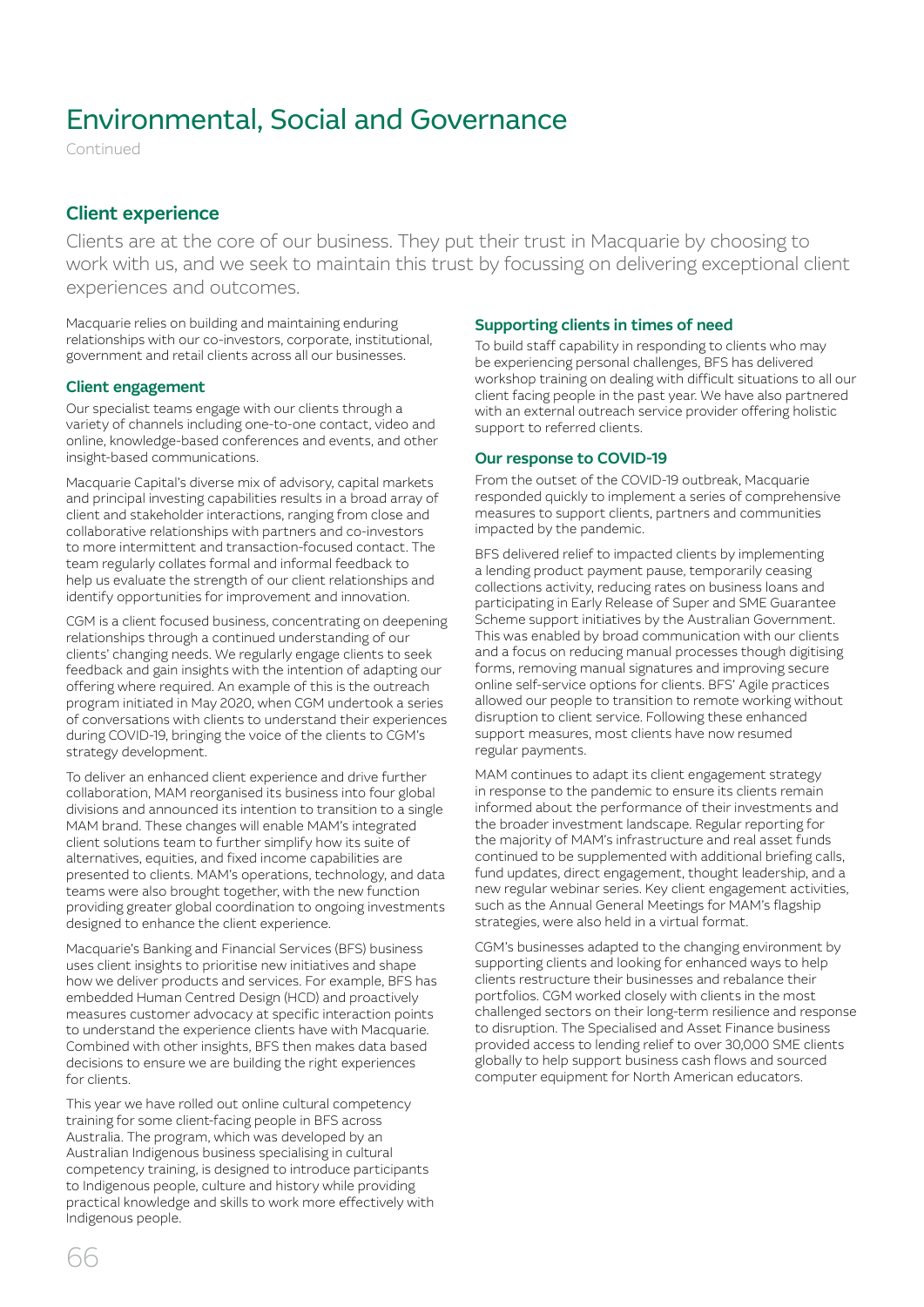# Environmental, Social and Governance

Continued

## Client experience

Clients are at the core of our business. They put their trust in Macquarie by choosing to work with us, and we seek to maintain this trust by focussing on delivering exceptional client experiences and outcomes.

Macquarie relies on building and maintaining enduring relationships with our co-investors, corporate, institutional, government and retail clients across all our businesses.

### Client engagement

Our specialist teams engage with our clients through a variety of channels including one-to-one contact, video and online, knowledge-based conferences and events, and other insight-based communications.

Macquarie Capital's diverse mix of advisory, capital markets and principal investing capabilities results in a broad array of client and stakeholder interactions, ranging from close and collaborative relationships with partners and co-investors to more intermittent and transaction-focused contact. The team regularly collates formal and informal feedback to help us evaluate the strength of our client relationships and identify opportunities for improvement and innovation.

CGM is a client focused business, concentrating on deepening relationships through a continued understanding of our clients' changing needs. We regularly engage clients to seek feedback and gain insights with the intention of adapting our offering where required. An example of this is the outreach program initiated in May 2020, when CGM undertook a series of conversations with clients to understand their experiences during COVID-19, bringing the voice of the clients to CGM's strategy development.

To deliver an enhanced client experience and drive further collaboration, MAM reorganised its business into four global divisions and announced its intention to transition to a single MAM brand. These changes will enable MAM's integrated client solutions team to further simplify how its suite of alternatives, equities, and fixed income capabilities are presented to clients. MAM's operations, technology, and data teams were also brought together, with the new function providing greater global coordination to ongoing investments designed to enhance the client experience.

Macquarie's Banking and Financial Services (BFS) business uses client insights to prioritise new initiatives and shape how we deliver products and services. For example, BFS has embedded Human Centred Design (HCD) and proactively measures customer advocacy at specific interaction points to understand the experience clients have with Macquarie. Combined with other insights, BFS then makes data based decisions to ensure we are building the right experiences for clients.

This year we have rolled out online cultural competency training for some client-facing people in BFS across Australia. The program, which was developed by an Australian Indigenous business specialising in cultural competency training, is designed to introduce participants to Indigenous people, culture and history while providing practical knowledge and skills to work more effectively with Indigenous people.

### Supporting clients in times of need

To build staff capability in responding to clients who may be experiencing personal challenges, BFS has delivered workshop training on dealing with difficult situations to all our client facing people in the past year. We have also partnered with an external outreach service provider offering holistic support to referred clients.

### Our response to COVID-19

From the outset of the COVID-19 outbreak, Macquarie responded quickly to implement a series of comprehensive measures to support clients, partners and communities impacted by the pandemic.

BFS delivered relief to impacted clients by implementing a lending product payment pause, temporarily ceasing collections activity, reducing rates on business loans and participating in Early Release of Super and SME Guarantee Scheme support initiatives by the Australian Government. This was enabled by broad communication with our clients and a focus on reducing manual processes though digitising forms, removing manual signatures and improving secure online self-service options for clients. BFS' Agile practices allowed our people to transition to remote working without disruption to client service. Following these enhanced support measures, most clients have now resumed regular payments.

MAM continues to adapt its client engagement strategy in response to the pandemic to ensure its clients remain informed about the performance of their investments and the broader investment landscape. Regular reporting for the majority of MAM's infrastructure and real asset funds continued to be supplemented with additional briefing calls, fund updates, direct engagement, thought leadership, and a new regular webinar series. Key client engagement activities, such as the Annual General Meetings for MAM's flagship strategies, were also held in a virtual format.

CGM's businesses adapted to the changing environment by supporting clients and looking for enhanced ways to help clients restructure their businesses and rebalance their portfolios. CGM worked closely with clients in the most challenged sectors on their long-term resilience and response to disruption. The Specialised and Asset Finance business provided access to lending relief to over 30,000 SME clients globally to help support business cash flows and sourced computer equipment for North American educators.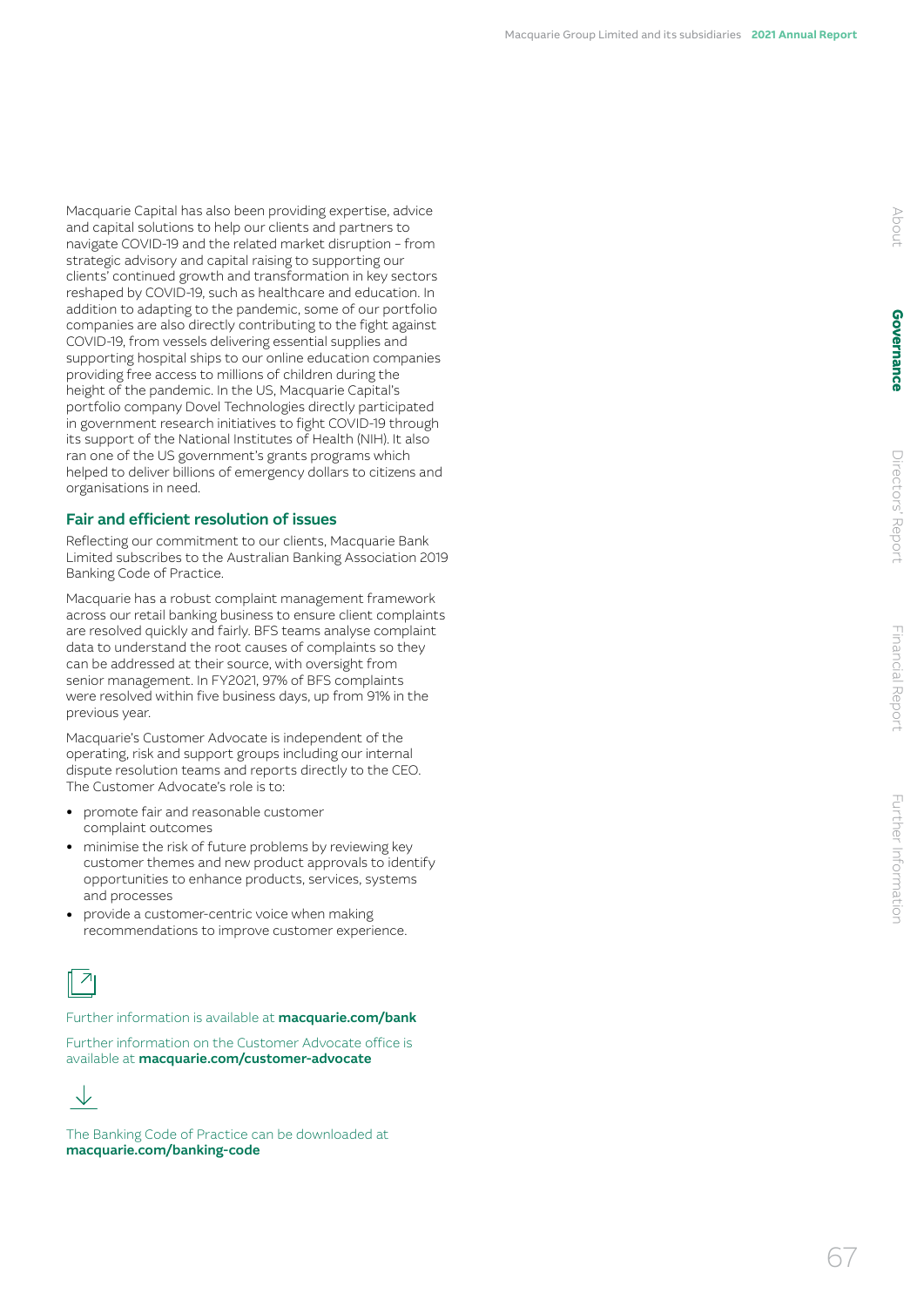Macquarie Capital has also been providing expertise, advice and capital solutions to help our clients and partners to navigate COVID-19 and the related market disruption – from strategic advisory and capital raising to supporting our clients' continued growth and transformation in key sectors reshaped by COVID-19, such as healthcare and education. In addition to adapting to the pandemic, some of our portfolio companies are also directly contributing to the fight against COVID-19, from vessels delivering essential supplies and supporting hospital ships to our online education companies providing free access to millions of children during the height of the pandemic. In the US, Macquarie Capital's portfolio company Dovel Technologies directly participated in government research initiatives to fight COVID-19 through its support of the National Institutes of Health (NIH). It also ran one of the US government's grants programs which helped to deliver billions of emergency dollars to citizens and organisations in need.

## Fair and efficient resolution of issues

Reflecting our commitment to our clients, Macquarie Bank Limited subscribes to the Australian Banking Association 2019 Banking Code of Practice.

Macquarie has a robust complaint management framework across our retail banking business to ensure client complaints are resolved quickly and fairly. BFS teams analyse complaint data to understand the root causes of complaints so they can be addressed at their source, with oversight from senior management. In FY2021, 97% of BFS complaints were resolved within five business days, up from 91% in the previous year.

Macquarie's Customer Advocate is independent of the operating, risk and support groups including our internal dispute resolution teams and reports directly to the CEO. The Customer Advocate's role is to:

- promote fair and reasonable customer complaint outcomes
- minimise the risk of future problems by reviewing key customer themes and new product approvals to identify opportunities to enhance products, services, systems and processes
- provide a customer-centric voice when making recommendations to improve customer experience.

Further information is available at **macquarie.com/bank**

Further information on the Customer Advocate office is available at **macquarie.com/customer-advocate**

The Banking Code of Practice can be downloaded at **macquarie.com/banking-code**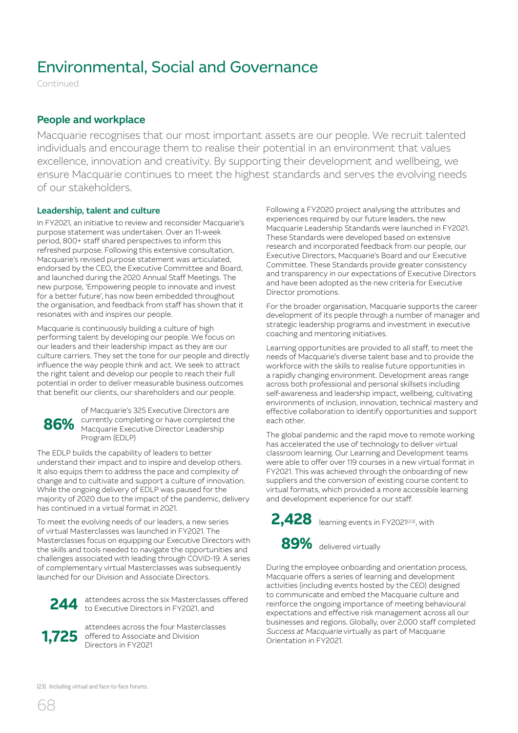# Environmental, Social and Governance

Continued

## People and workplace

Macquarie recognises that our most important assets are our people. We recruit talented individuals and encourage them to realise their potential in an environment that values excellence, innovation and creativity. By supporting their development and wellbeing, we ensure Macquarie continues to meet the highest standards and serves the evolving needs of our stakeholders.

### Leadership, talent and culture

In FY2021, an initiative to review and reconsider Macquarie's purpose statement was undertaken. Over an 11-week period, 800+ staff shared perspectives to inform this refreshed purpose. Following this extensive consultation, Macquarie's revised purpose statement was articulated, endorsed by the CEO, the Executive Committee and Board, and launched during the 2020 Annual Staff Meetings. The new purpose, 'Empowering people to innovate and invest for a better future', has now been embedded throughout the organisation, and feedback from staff has shown that it resonates with and inspires our people.

Macquarie is continuously building a culture of high performing talent by developing our people. We focus on our leaders and their leadership impact as they are our culture carriers. They set the tone for our people and directly influence the way people think and act. We seek to attract the right talent and develop our people to reach their full potential in order to deliver measurable business outcomes that benefit our clients, our shareholders and our people.

**86%** of Macquarie's 325 Executive Directors are currently completing or have completed the Macquarie Executive Director Leadership Program (EDLP)

The EDLP builds the capability of leaders to better understand their impact and to inspire and develop others. It also equips them to address the pace and complexity of change and to cultivate and support a culture of innovation. While the ongoing delivery of EDLP was paused for the majority of 2020 due to the impact of the pandemic, delivery has continued in a virtual format in 2021.

To meet the evolving needs of our leaders, a new series of virtual Masterclasses was launched in FY2021. The Masterclasses focus on equipping our Executive Directors with the skills and tools needed to navigate the opportunities and challenges associated with leading through COVID-19. A series of complementary virtual Masterclasses was subsequently launched for our Division and Associate Directors.

**244** attendees across the six Masterclasses offered to Executive Directors in FY2021, and

**1,725** attendees across the four Masterclasses offered to Associate and Division Directors in FY2021

Following a FY2020 project analysing the attributes and experiences required by our future leaders, the new Macquarie Leadership Standards were launched in FY2021. These Standards were developed based on extensive research and incorporated feedback from our people, our Executive Directors, Macquarie's Board and our Executive Committee. These Standards provide greater consistency and transparency in our expectations of Executive Directors and have been adopted as the new criteria for Executive Director promotions.

For the broader organisation, Macquarie supports the career development of its people through a number of manager and strategic leadership programs and investment in executive coaching and mentoring initiatives.

Learning opportunities are provided to all staff, to meet the needs of Macquarie's diverse talent base and to provide the workforce with the skills to realise future opportunities in a rapidly changing environment. Development areas range across both professional and personal skillsets including self-awareness and leadership impact, wellbeing, cultivating environments of inclusion, innovation, technical mastery and effective collaboration to identify opportunities and support each other.

The global pandemic and the rapid move to remote working has accelerated the use of technology to deliver virtual classroom learning. Our Learning and Development teams were able to offer over 119 courses in a new virtual format in FY2021. This was achieved through the onboarding of new suppliers and the conversion of existing course content to virtual formats, which provided a more accessible learning and development experience for our staff.

**2,428** learning events in FY2021[23], with

**89%** delivered virtually

During the employee onboarding and orientation process, Macquarie offers a series of learning and development activities (including events hosted by the CEO) designed to communicate and embed the Macquarie culture and reinforce the ongoing importance of meeting behavioural expectations and effective risk management across all our businesses and regions. Globally, over 2,000 staff completed *Success at Macquarie* virtually as part of Macquarie Orientation in FY2021.

(23) Including virtual and face-to-face forums.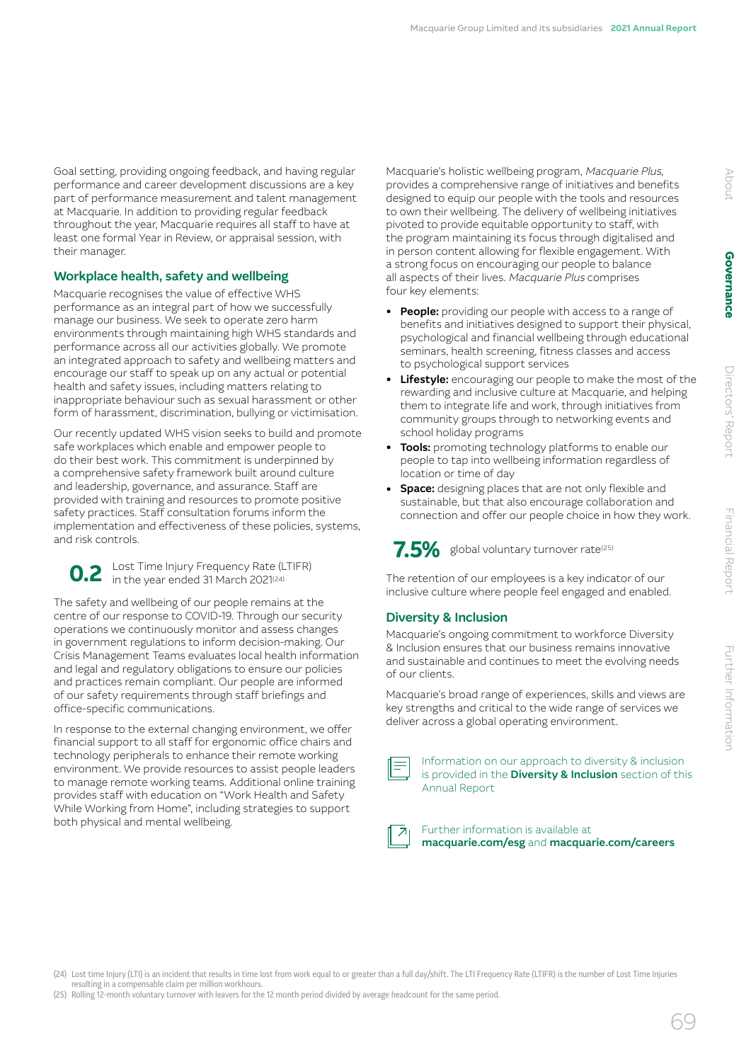Goal setting, providing ongoing feedback, and having regular performance and career development discussions are a key part of performance measurement and talent management at Macquarie. In addition to providing regular feedback throughout the year, Macquarie requires all staff to have at least one formal Year in Review, or appraisal session, with their manager.

## Workplace health, safety and wellbeing

Macquarie recognises the value of effective WHS performance as an integral part of how we successfully manage our business. We seek to operate zero harm environments through maintaining high WHS standards and performance across all our activities globally. We promote an integrated approach to safety and wellbeing matters and encourage our staff to speak up on any actual or potential health and safety issues, including matters relating to inappropriate behaviour such as sexual harassment or other form of harassment, discrimination, bullying or victimisation.

Our recently updated WHS vision seeks to build and promote safe workplaces which enable and empower people to do their best work. This commitment is underpinned by a comprehensive safety framework built around culture and leadership, governance, and assurance. Staff are provided with training and resources to promote positive safety practices. Staff consultation forums inform the implementation and effectiveness of these policies, systems, and risk controls.

**0.2** Lost Time Injury Frequency Rate (LTIFR) in the year ended 31 March 2021[24]

The safety and wellbeing of our people remains at the centre of our response to COVID-19. Through our security operations we continuously monitor and assess changes in government regulations to inform decision-making. Our Crisis Management Teams evaluates local health information and legal and regulatory obligations to ensure our policies and practices remain compliant. Our people are informed of our safety requirements through staff briefings and office-specific communications.

In response to the external changing environment, we offer financial support to all staff for ergonomic office chairs and technology peripherals to enhance their remote working environment. We provide resources to assist people leaders to manage remote working teams. Additional online training provides staff with education on "Work Health and Safety While Working from Home", including strategies to support both physical and mental wellbeing.

Macquarie's holistic wellbeing program, *Macquarie Plus*, provides a comprehensive range of initiatives and benefits designed to equip our people with the tools and resources to own their wellbeing. The delivery of wellbeing initiatives pivoted to provide equitable opportunity to staff, with the program maintaining its focus through digitalised and in person content allowing for flexible engagement. With a strong focus on encouraging our people to balance all aspects of their lives. *Macquarie Plus* comprises four key elements:

- **People:** providing our people with access to a range of benefits and initiatives designed to support their physical, psychological and financial wellbeing through educational seminars, health screening, fitness classes and access to psychological support services
- **Lifestyle:** encouraging our people to make the most of the rewarding and inclusive culture at Macquarie, and helping them to integrate life and work, through initiatives from community groups through to networking events and school holiday programs
- **Tools:** promoting technology platforms to enable our people to tap into wellbeing information regardless of location or time of day
- **Space:** designing places that are not only flexible and sustainable, but that also encourage collaboration and connection and offer our people choice in how they work.

**7.5%** global voluntary turnover rate[25]

The retention of our employees is a key indicator of our inclusive culture where people feel engaged and enabled.

## Diversity & Inclusion

Macquarie's ongoing commitment to workforce Diversity & Inclusion ensures that our business remains innovative and sustainable and continues to meet the evolving needs of our clients.

Macquarie's broad range of experiences, skills and views are key strengths and critical to the wide range of services we deliver across a global operating environment.

Information on our approach to diversity & inclusion is provided in the **Diversity & Inclusion** section of this Annual Report

Further information is available at **macquarie.com/esg** and **macquarie.com/careers**

(24) Lost time Injury (LTI) is an incident that results in time lost from work equal to or greater than a full day/shift. The LTI Frequency Rate (LTIFR) is the number of Lost Time Injuries resulting in a compensable claim per million workhours.

(25) Rolling 12-month voluntary turnover with leavers for the 12 month period divided by average headcount for the same period.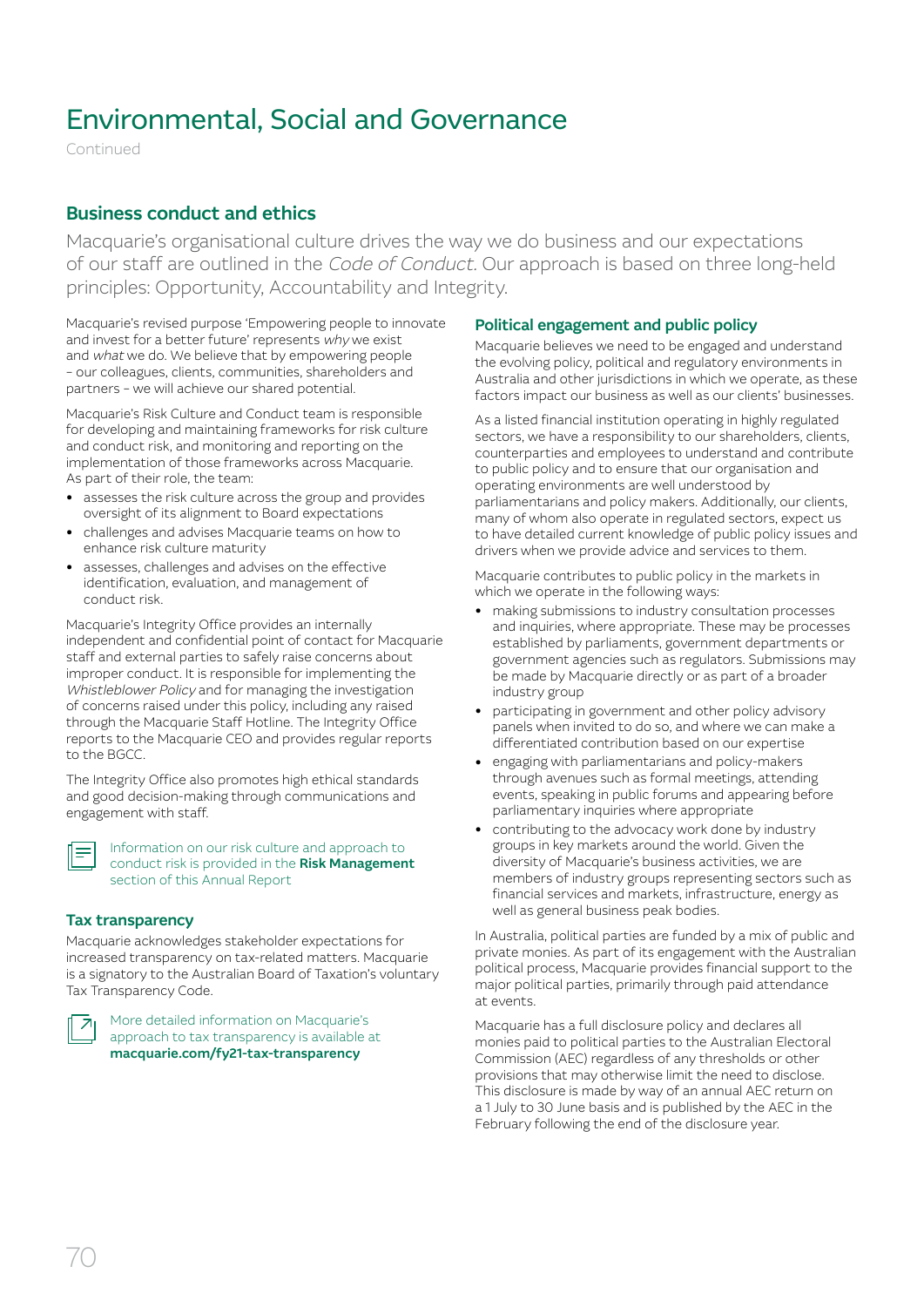# Environmental, Social and Governance

Continued

## Business conduct and ethics

Macquarie's organisational culture drives the way we do business and our expectations of our staff are outlined in the *Code of Conduct*. Our approach is based on three long-held principles: Opportunity, Accountability and Integrity.

Macquarie's revised purpose 'Empowering people to innovate and invest for a better future' represents *why* we exist and *what* we do. We believe that by empowering people – our colleagues, clients, communities, shareholders and partners – we will achieve our shared potential.

Macquarie's Risk Culture and Conduct team is responsible for developing and maintaining frameworks for risk culture and conduct risk, and monitoring and reporting on the implementation of those frameworks across Macquarie. As part of their role, the team:

- assesses the risk culture across the group and provides oversight of its alignment to Board expectations
- challenges and advises Macquarie teams on how to enhance risk culture maturity
- assesses, challenges and advises on the effective identification, evaluation, and management of conduct risk.

Macquarie's Integrity Office provides an internally independent and confidential point of contact for Macquarie staff and external parties to safely raise concerns about improper conduct. It is responsible for implementing the *Whistleblower Policy* and for managing the investigation of concerns raised under this policy, including any raised through the Macquarie Staff Hotline. The Integrity Office reports to the Macquarie CEO and provides regular reports to the BGCC.

The Integrity Office also promotes high ethical standards and good decision-making through communications and engagement with staff.

Information on our risk culture and approach to conduct risk is provided in the **Risk Management** section of this Annual Report

### Tax transparency

Macquarie acknowledges stakeholder expectations for increased transparency on tax-related matters. Macquarie is a signatory to the Australian Board of Taxation's voluntary Tax Transparency Code.

More detailed information on Macquarie's approach to tax transparency is available at **macquarie.com/fy21-tax-transparency**

### Political engagement and public policy

Macquarie believes we need to be engaged and understand the evolving policy, political and regulatory environments in Australia and other jurisdictions in which we operate, as these factors impact our business as well as our clients' businesses.

As a listed financial institution operating in highly regulated sectors, we have a responsibility to our shareholders, clients, counterparties and employees to understand and contribute to public policy and to ensure that our organisation and operating environments are well understood by parliamentarians and policy makers. Additionally, our clients, many of whom also operate in regulated sectors, expect us to have detailed current knowledge of public policy issues and drivers when we provide advice and services to them.

Macquarie contributes to public policy in the markets in which we operate in the following ways:

- making submissions to industry consultation processes and inquiries, where appropriate. These may be processes established by parliaments, government departments or government agencies such as regulators. Submissions may be made by Macquarie directly or as part of a broader industry group
- participating in government and other policy advisory panels when invited to do so, and where we can make a differentiated contribution based on our expertise
- engaging with parliamentarians and policy-makers through avenues such as formal meetings, attending events, speaking in public forums and appearing before parliamentary inquiries where appropriate
- contributing to the advocacy work done by industry groups in key markets around the world. Given the diversity of Macquarie's business activities, we are members of industry groups representing sectors such as financial services and markets, infrastructure, energy as well as general business peak bodies.

In Australia, political parties are funded by a mix of public and private monies. As part of its engagement with the Australian political process, Macquarie provides financial support to the major political parties, primarily through paid attendance at events.

Macquarie has a full disclosure policy and declares all monies paid to political parties to the Australian Electoral Commission (AEC) regardless of any thresholds or other provisions that may otherwise limit the need to disclose. This disclosure is made by way of an annual AEC return on a 1 July to 30 June basis and is published by the AEC in the February following the end of the disclosure year.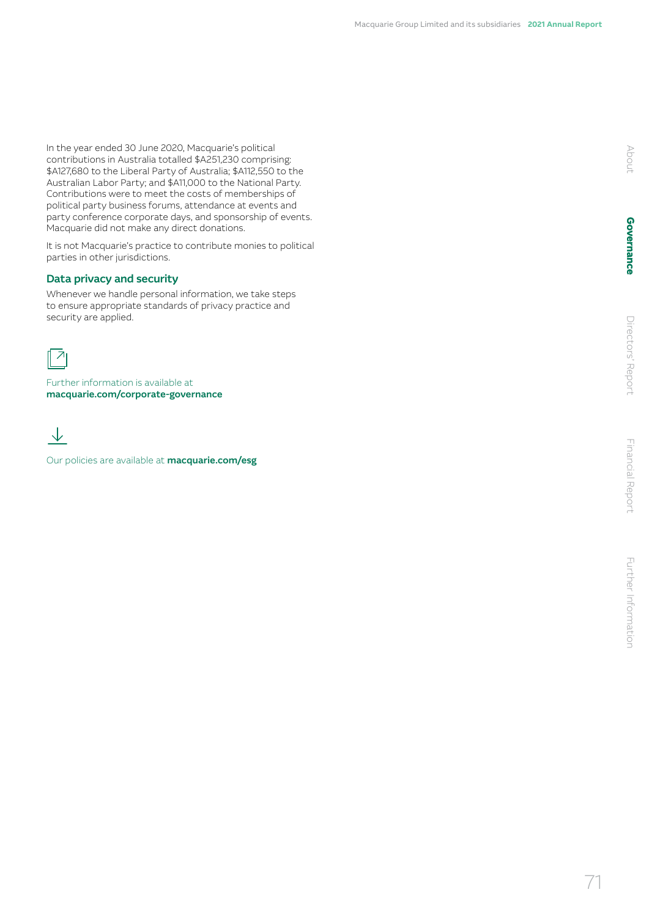In the year ended 30 June 2020, Macquarie's political contributions in Australia totalled $A251,230 comprising: $A127,680 to the Liberal Party of Australia; $A112,550 to the Australian Labor Party; and $A11,000 to the National Party. Contributions were to meet the costs of memberships of political party business forums, attendance at events and party conference corporate days, and sponsorship of events. Macquarie did not make any direct donations.

It is not Macquarie's practice to contribute monies to political parties in other jurisdictions.

### Data privacy and security

Whenever we handle personal information, we take steps to ensure appropriate standards of privacy practice and security are applied.

Further information is available at **macquarie.com/corporate-governance**

Our policies are available at **macquarie.com/esg**